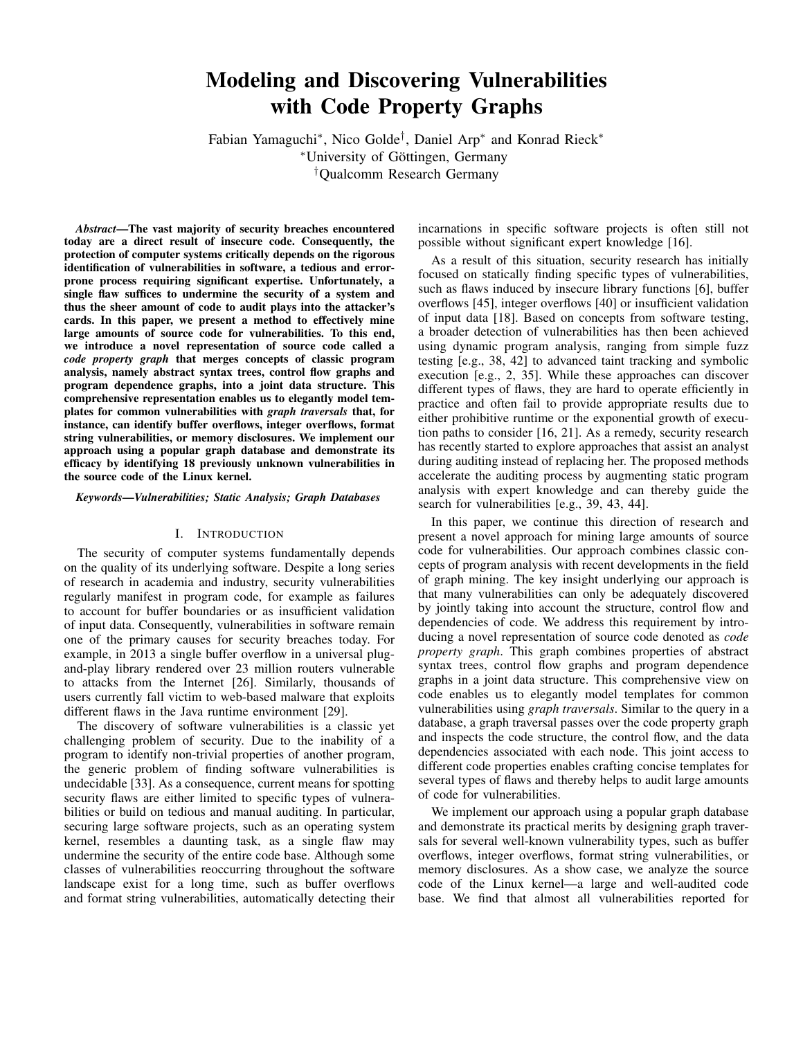# Modeling and Discovering Vulnerabilities with Code Property Graphs

Fabian Yamaguchi*, Nico Golde†, Daniel Arp* and Konrad Rieck*

*University of Göttingen, Germany

†Qualcomm Research Germany

***Abstract*—The vast majority of security breaches encountered today are a direct result of insecure code. Consequently, the protection of computer systems critically depends on the rigorous identification of vulnerabilities in software, a tedious and error-prone process requiring significant expertise. Unfortunately, a single flaw suffices to undermine the security of a system and thus the sheer amount of code to audit plays into the attacker's cards. In this paper, we present a method to effectively mine large amounts of source code for vulnerabilities. To this end, we introduce a novel representation of source code called a *code property graph* that merges concepts of classic program analysis, namely abstract syntax trees, control flow graphs and program dependence graphs, into a joint data structure. This comprehensive representation enables us to elegantly model templates for common vulnerabilities with *graph traversals* that, for instance, can identify buffer overflows, integer overflows, format string vulnerabilities, or memory disclosures. We implement our approach using a popular graph database and demonstrate its efficacy by identifying 18 previously unknown vulnerabilities in the source code of the Linux kernel.**

***Keywords*—Vulnerabilities; Static Analysis; Graph Databases**

## I. Introduction

The security of computer systems fundamentally depends on the quality of its underlying software. Despite a long series of research in academia and industry, security vulnerabilities regularly manifest in program code, for example as failures to account for buffer boundaries or as insufficient validation of input data. Consequently, vulnerabilities in software remain one of the primary causes for security breaches today. For example, in 2013 a single buffer overflow in a universal plug-and-play library rendered over 23 million routers vulnerable to attacks from the Internet [26]. Similarly, thousands of users currently fall victim to web-based malware that exploits different flaws in the Java runtime environment [29].

The discovery of software vulnerabilities is a classic yet challenging problem of security. Due to the inability of a program to identify non-trivial properties of another program, the generic problem of finding software vulnerabilities is undecidable [33]. As a consequence, current means for spotting security flaws are either limited to specific types of vulnerabilities or build on tedious and manual auditing. In particular, securing large software projects, such as an operating system kernel, resembles a daunting task, as a single flaw may undermine the security of the entire code base. Although some classes of vulnerabilities reoccurring throughout the software landscape exist for a long time, such as buffer overflows and format string vulnerabilities, automatically detecting their incarnations in specific software projects is often still not possible without significant expert knowledge [16].

As a result of this situation, security research has initially focused on statically finding specific types of vulnerabilities, such as flaws induced by insecure library functions [6], buffer overflows [45], integer overflows [40] or insufficient validation of input data [18]. Based on concepts from software testing, a broader detection of vulnerabilities has then been achieved using dynamic program analysis, ranging from simple fuzz testing [e.g., 38, 42] to advanced taint tracking and symbolic execution [e.g., 2, 35]. While these approaches can discover different types of flaws, they are hard to operate efficiently in practice and often fail to provide appropriate results due to either prohibitive runtime or the exponential growth of execution paths to consider [16, 21]. As a remedy, security research has recently started to explore approaches that assist an analyst during auditing instead of replacing her. The proposed methods accelerate the auditing process by augmenting static program analysis with expert knowledge and can thereby guide the search for vulnerabilities [e.g., 39, 43, 44].

In this paper, we continue this direction of research and present a novel approach for mining large amounts of source code for vulnerabilities. Our approach combines classic concepts of program analysis with recent developments in the field of graph mining. The key insight underlying our approach is that many vulnerabilities can only be adequately discovered by jointly taking into account the structure, control flow and dependencies of code. We address this requirement by introducing a novel representation of source code denoted as *code property graph*. This graph combines properties of abstract syntax trees, control flow graphs and program dependence graphs in a joint data structure. This comprehensive view on code enables us to elegantly model templates for common vulnerabilities using *graph traversals*. Similar to the query in a database, a graph traversal passes over the code property graph and inspects the code structure, the control flow, and the data dependencies associated with each node. This joint access to different code properties enables crafting concise templates for several types of flaws and thereby helps to audit large amounts of code for vulnerabilities.

We implement our approach using a popular graph database and demonstrate its practical merits by designing graph traversals for several well-known vulnerability types, such as buffer overflows, integer overflows, format string vulnerabilities, or memory disclosures. As a show case, we analyze the source code of the Linux kernel—a large and well-audited code base. We find that almost all vulnerabilities reported for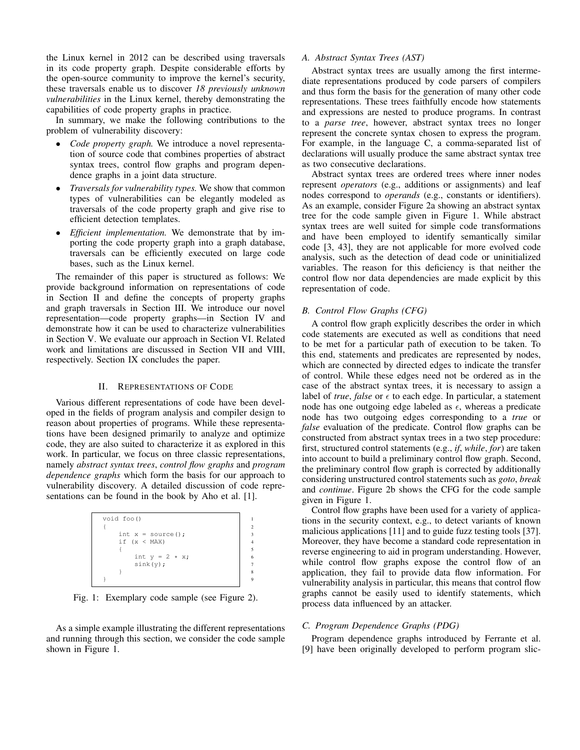the Linux kernel in 2012 can be described using traversals in its code property graph. Despite considerable efforts by the open-source community to improve the kernel's security, these traversals enable us to discover *18 previously unknown vulnerabilities* in the Linux kernel, thereby demonstrating the capabilities of code property graphs in practice.

In summary, we make the following contributions to the problem of vulnerability discovery:

- *Code property graph.* We introduce a novel representation of source code that combines properties of abstract syntax trees, control flow graphs and program dependence graphs in a joint data structure.
- *Traversals for vulnerability types.* We show that common types of vulnerabilities can be elegantly modeled as traversals of the code property graph and give rise to efficient detection templates.
- *Efficient implementation.* We demonstrate that by importing the code property graph into a graph database, traversals can be efficiently executed on large code bases, such as the Linux kernel.

The remainder of this paper is structured as follows: We provide background information on representations of code in Section II and define the concepts of property graphs and graph traversals in Section III. We introduce our novel representation—code property graphs—in Section IV and demonstrate how it can be used to characterize vulnerabilities in Section V. We evaluate our approach in Section VI. Related work and limitations are discussed in Section VII and VIII, respectively. Section IX concludes the paper.

## II. Representations of Code

Various different representations of code have been developed in the fields of program analysis and compiler design to reason about properties of programs. While these representations have been designed primarily to analyze and optimize code, they are also suited to characterize it as explored in this work. In particular, we focus on three classic representations, namely *abstract syntax trees*, *control flow graphs* and *program dependence graphs* which form the basis for our approach to vulnerability discovery. A detailed discussion of code representations can be found in the book by Aho et al. [1].

```
void foo()                   1
{                            2
    int x = source();        3
    if (x < MAX)             4
    {                        5
        int y = 2 * x;       6
        sink(y);             7
    }                        8
}                            9
```

Fig. 1: Exemplary code sample (see Figure 2).

As a simple example illustrating the different representations and running through this section, we consider the code sample shown in Figure 1.

### A. Abstract Syntax Trees (AST)

Abstract syntax trees are usually among the first intermediate representations produced by code parsers of compilers and thus form the basis for the generation of many other code representations. These trees faithfully encode how statements and expressions are nested to produce programs. In contrast to a *parse tree*, however, abstract syntax trees no longer represent the concrete syntax chosen to express the program. For example, in the language C, a comma-separated list of declarations will usually produce the same abstract syntax tree as two consecutive declarations.

Abstract syntax trees are ordered trees where inner nodes represent *operators* (e.g., additions or assignments) and leaf nodes correspond to *operands* (e.g., constants or identifiers). As an example, consider Figure 2a showing an abstract syntax tree for the code sample given in Figure 1. While abstract syntax trees are well suited for simple code transformations and have been employed to identify semantically similar code [3, 43], they are not applicable for more evolved code analysis, such as the detection of dead code or uninitialized variables. The reason for this deficiency is that neither the control flow nor data dependencies are made explicit by this representation of code.

### B. Control Flow Graphs (CFG)

A control flow graph explicitly describes the order in which code statements are executed as well as conditions that need to be met for a particular path of execution to be taken. To this end, statements and predicates are represented by nodes, which are connected by directed edges to indicate the transfer of control. While these edges need not be ordered as in the case of the abstract syntax trees, it is necessary to assign a label of *true*, *false* or $\epsilon$ to each edge. In particular, a statement node has one outgoing edge labeled as $\epsilon$, whereas a predicate node has two outgoing edges corresponding to a *true* or *false* evaluation of the predicate. Control flow graphs can be constructed from abstract syntax trees in a two step procedure: first, structured control statements (e.g., *if*, *while*, *for*) are taken into account to build a preliminary control flow graph. Second, the preliminary control flow graph is corrected by additionally considering unstructured control statements such as *goto*, *break* and *continue*. Figure 2b shows the CFG for the code sample given in Figure 1.

Control flow graphs have been used for a variety of applications in the security context, e.g., to detect variants of known malicious applications [11] and to guide fuzz testing tools [37]. Moreover, they have become a standard code representation in reverse engineering to aid in program understanding. However, while control flow graphs expose the control flow of an application, they fail to provide data flow information. For vulnerability analysis in particular, this means that control flow graphs cannot be easily used to identify statements, which process data influenced by an attacker.

### C. Program Dependence Graphs (PDG)

Program dependence graphs introduced by Ferrante et al. [9] have been originally developed to perform program slic-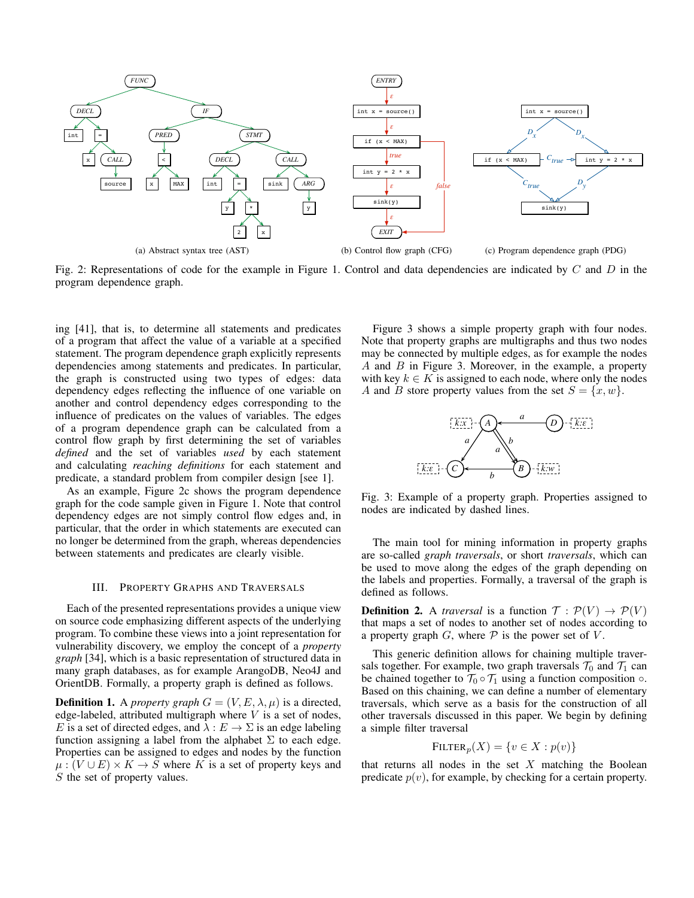(a) Abstract syntax tree (AST)

(b) Control flow graph (CFG)

(c) Program dependence graph (PDG)

Fig. 2: Representations of code for the example in Figure 1. Control and data dependencies are indicated by $C$ and $D$ in the program dependence graph.

ing [41], that is, to determine all statements and predicates of a program that affect the value of a variable at a specified statement. The program dependence graph explicitly represents dependencies among statements and predicates. In particular, the graph is constructed using two types of edges: data dependency edges reflecting the influence of one variable on another and control dependency edges corresponding to the influence of predicates on the values of variables. The edges of a program dependence graph can be calculated from a control flow graph by first determining the set of variables *defined* and the set of variables *used* by each statement and calculating *reaching definitions* for each statement and predicate, a standard problem from compiler design [see 1].

As an example, Figure 2c shows the program dependence graph for the code sample given in Figure 1. Note that control dependency edges are not simply control flow edges and, in particular, that the order in which statements are executed can no longer be determined from the graph, whereas dependencies between statements and predicates are clearly visible.

## III. Property Graphs and Traversals

Each of the presented representations provides a unique view on source code emphasizing different aspects of the underlying program. To combine these views into a joint representation for vulnerability discovery, we employ the concept of a *property graph* [34], which is a basic representation of structured data in many graph databases, as for example ArangoDB, Neo4J and OrientDB. Formally, a property graph is defined as follows.

**Definition 1.** A *property graph* $G = (V, E, \lambda, \mu)$ is a directed, edge-labeled, attributed multigraph where $V$ is a set of nodes, $E$ is a set of directed edges, and $\lambda : E \to \Sigma$ is an edge labeling function assigning a label from the alphabet $\Sigma$ to each edge. Properties can be assigned to edges and nodes by the function $\mu : (V \cup E) \times K \to S$ where $K$ is a set of property keys and $S$ the set of property values.

Figure 3 shows a simple property graph with four nodes. Note that property graphs are multigraphs and thus two nodes may be connected by multiple edges, as for example the nodes $A$ and $B$ in Figure 3. Moreover, in the example, a property with key $k \in K$ is assigned to each node, where only the nodes $A$ and $B$ store property values from the set $S = \{x, w\}$.

Fig. 3: Example of a property graph. Properties assigned to nodes are indicated by dashed lines.

The main tool for mining information in property graphs are so-called *graph traversals*, or short *traversals*, which can be used to move along the edges of the graph depending on the labels and properties. Formally, a traversal of the graph is defined as follows.

**Definition 2.** A *traversal* is a function $\mathcal{T} : \mathcal{P}(V) \to \mathcal{P}(V)$ that maps a set of nodes to another set of nodes according to a property graph $G$, where $\mathcal{P}$ is the power set of $V$.

This generic definition allows for chaining multiple traversals together. For example, two graph traversals $\mathcal{T}_0$ and $\mathcal{T}_1$ can be chained together to $\mathcal{T}_0 \circ \mathcal{T}_1$ using a function composition $\circ$. Based on this chaining, we can define a number of elementary traversals, which serve as a basis for the construction of all other traversals discussed in this paper. We begin by defining a simple filter traversal

$$\textsc{Filter}_p(X) = \{v \in X : p(v)\}$$

that returns all nodes in the set $X$ matching the Boolean predicate $p(v)$, for example, by checking for a certain property.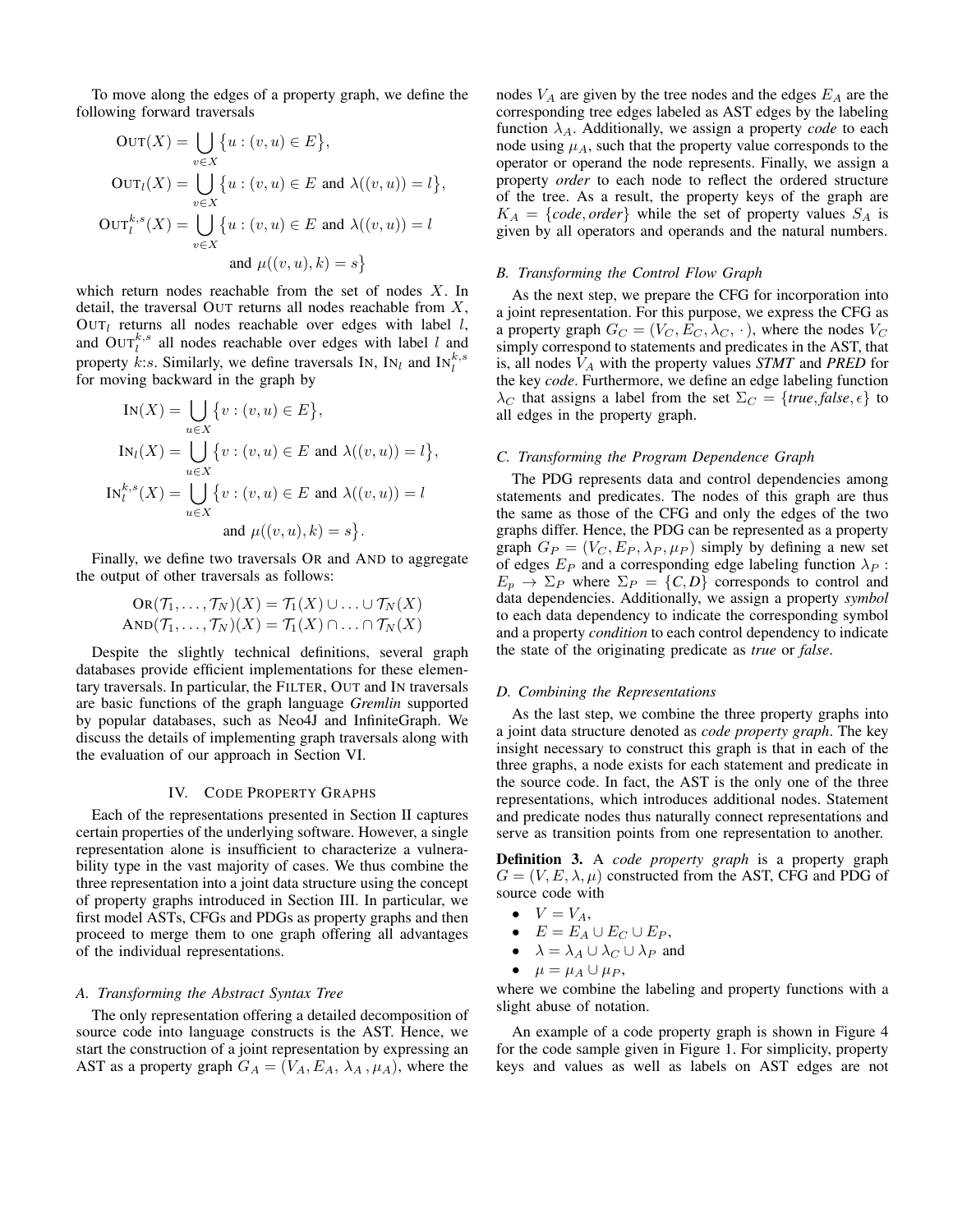To move along the edges of a property graph, we define the following forward traversals

$$\textsc{Out}(X) = \bigcup_{v \in X} \{u : (v, u) \in E\},$$

$$\textsc{Out}_l(X) = \bigcup_{v \in X} \{u : (v, u) \in E \text{ and } \lambda((v, u)) = l\},$$

$$\textsc{Out}_l^{k,s}(X) = \bigcup_{v \in X} \{u : (v, u) \in E \text{ and } \lambda((v, u)) = l \text{ and } \mu((v, u), k) = s\}$$

which return nodes reachable from the set of nodes $X$. In detail, the traversal Out returns all nodes reachable from $X$, $\textsc{Out}_l$ returns all nodes reachable over edges with label $l$, and $\textsc{Out}_l^{k,s}$ all nodes reachable over edges with label $l$ and property $k$:$s$. Similarly, we define traversals In, $\textsc{In}_l$ and $\textsc{In}_l^{k,s}$ for moving backward in the graph by

$$\textsc{In}(X) = \bigcup_{u \in X} \{v : (v, u) \in E\},$$

$$\textsc{In}_l(X) = \bigcup_{u \in X} \{v : (v, u) \in E \text{ and } \lambda((v, u)) = l\},$$

$$\textsc{In}_l^{k,s}(X) = \bigcup_{u \in X} \{v : (v, u) \in E \text{ and } \lambda((v, u)) = l \text{ and } \mu((v, u), k) = s\}.$$

Finally, we define two traversals Or and And to aggregate the output of other traversals as follows:

$$\textsc{Or}(\mathcal{T}_1, \ldots, \mathcal{T}_N)(X) = \mathcal{T}_1(X) \cup \ldots \cup \mathcal{T}_N(X)$$
$$\textsc{And}(\mathcal{T}_1, \ldots, \mathcal{T}_N)(X) = \mathcal{T}_1(X) \cap \ldots \cap \mathcal{T}_N(X)$$

Despite the slightly technical definitions, several graph databases provide efficient implementations for these elementary traversals. In particular, the Filter, Out and In traversals are basic functions of the graph language *Gremlin* supported by popular databases, such as Neo4J and InfiniteGraph. We discuss the details of implementing graph traversals along with the evaluation of our approach in Section VI.

## IV. Code Property Graphs

Each of the representations presented in Section II captures certain properties of the underlying software. However, a single representation alone is insufficient to characterize a vulnerability type in the vast majority of cases. We thus combine the three representation into a joint data structure using the concept of property graphs introduced in Section III. In particular, we first model ASTs, CFGs and PDGs as property graphs and then proceed to merge them to one graph offering all advantages of the individual representations.

### A. Transforming the Abstract Syntax Tree

The only representation offering a detailed decomposition of source code into language constructs is the AST. Hence, we start the construction of a joint representation by expressing an AST as a property graph $G_A = (V_A, E_A, \lambda_A, \mu_A)$, where the nodes $V_A$ are given by the tree nodes and the edges $E_A$ are the corresponding tree edges labeled as AST edges by the labeling function $\lambda_A$. Additionally, we assign a property *code* to each node using $\mu_A$, such that the property value corresponds to the operator or operand the node represents. Finally, we assign a property *order* to each node to reflect the ordered structure of the tree. As a result, the property keys of the graph are $K_A = \{code, order\}$ while the set of property values $S_A$ is given by all operators and operands and the natural numbers.

### B. Transforming the Control Flow Graph

As the next step, we prepare the CFG for incorporation into a joint representation. For this purpose, we express the CFG as a property graph $G_C = (V_C, E_C, \lambda_C, \cdot)$, where the nodes $V_C$ simply correspond to statements and predicates in the AST, that is, all nodes $V_A$ with the property values *STMT* and *PRED* for the key *code*. Furthermore, we define an edge labeling function $\lambda_C$ that assigns a label from the set $\Sigma_C = \{true, false, \epsilon\}$ to all edges in the property graph.

### C. Transforming the Program Dependence Graph

The PDG represents data and control dependencies among statements and predicates. The nodes of this graph are thus the same as those of the CFG and only the edges of the two graphs differ. Hence, the PDG can be represented as a property graph $G_P = (V_C, E_P, \lambda_P, \mu_P)$ simply by defining a new set of edges $E_P$ and a corresponding edge labeling function $\lambda_P : E_p \to \Sigma_P$ where $\Sigma_P = \{C, D\}$ corresponds to control and data dependencies. Additionally, we assign a property *symbol* to each data dependency to indicate the corresponding symbol and a property *condition* to each control dependency to indicate the state of the originating predicate as *true* or *false*.

### D. Combining the Representations

As the last step, we combine the three property graphs into a joint data structure denoted as *code property graph*. The key insight necessary to construct this graph is that in each of the three graphs, a node exists for each statement and predicate in the source code. In fact, the AST is the only one of the three representations, which introduces additional nodes. Statement and predicate nodes thus naturally connect representations and serve as transition points from one representation to another.

**Definition 3.** A *code property graph* is a property graph $G = (V, E, \lambda, \mu)$ constructed from the AST, CFG and PDG of source code with

- $V = V_A$,
- $E = E_A \cup E_C \cup E_P$,
- $\lambda = \lambda_A \cup \lambda_C \cup \lambda_P$ and
- $\mu = \mu_A \cup \mu_P$,

where we combine the labeling and property functions with a slight abuse of notation.

An example of a code property graph is shown in Figure 4 for the code sample given in Figure 1. For simplicity, property keys and values as well as labels on AST edges are not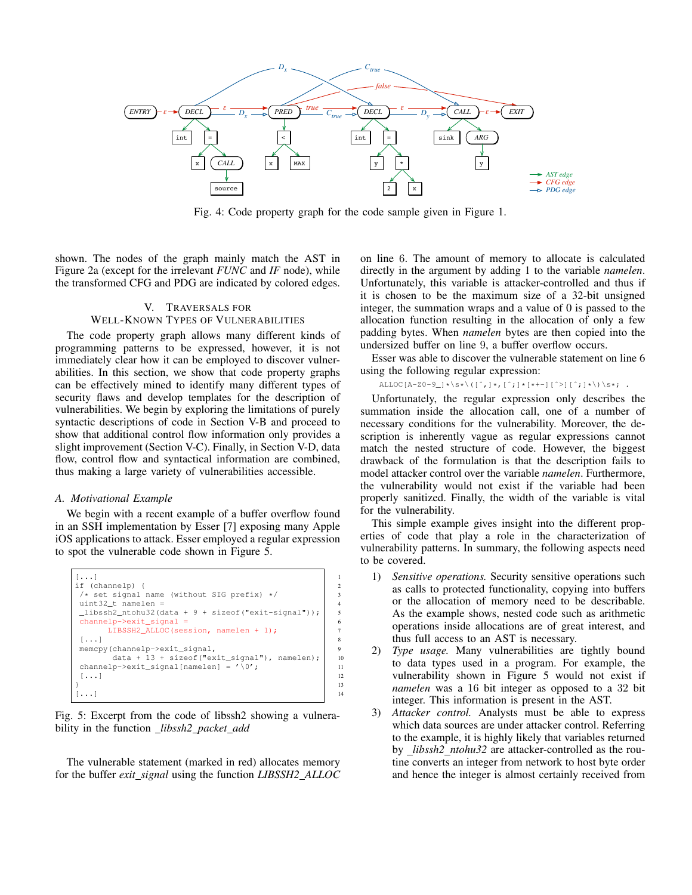Fig. 4: Code property graph for the code sample given in Figure 1.

shown. The nodes of the graph mainly match the AST in Figure 2a (except for the irrelevant *FUNC* and *IF* node), while the transformed CFG and PDG are indicated by colored edges.

## V. Traversals for Well-Known Types of Vulnerabilities

The code property graph allows many different kinds of programming patterns to be expressed, however, it is not immediately clear how it can be employed to discover vulnerabilities. In this section, we show that code property graphs can be effectively mined to identify many different types of security flaws and develop templates for the description of vulnerabilities. We begin by exploring the limitations of purely syntactic descriptions of code in Section V-B and proceed to show that additional control flow information only provides a slight improvement (Section V-C). Finally, in Section V-D, data flow, control flow and syntactical information are combined, thus making a large variety of vulnerabilities accessible.

### A. Motivational Example

We begin with a recent example of a buffer overflow found in an SSH implementation by Esser [7] exposing many Apple iOS applications to attack. Esser employed a regular expression to spot the vulnerable code shown in Figure 5.

```
[...]                                                        1
if (channelp) {                                              2
 /* set signal name (without SIG prefix) */                  3
 uint32_t namelen =                                          4
 _libssh2_ntohu32(data + 9 + sizeof("exit-signal"));         5
 channelp->exit_signal =                                     6
       LIBSSH2_ALLOC(session, namelen + 1);                  7
 [...]                                                       8
 memcpy(channelp->exit_signal,                               9
        data + 13 + sizeof("exit_signal"), namelen);         10
 channelp->exit_signal[namelen] = '\0';                      11
 [...]                                                       12
}                                                            13
[...]                                                        14
```

Fig. 5: Excerpt from the code of libssh2 showing a vulnerability in the function *_libssh2_packet_add*

The vulnerable statement (marked in red) allocates memory for the buffer *exit_signal* using the function *LIBSSH2_ALLOC* on line 6. The amount of memory to allocate is calculated directly in the argument by adding 1 to the variable *namelen*. Unfortunately, this variable is attacker-controlled and thus if it is chosen to be the maximum size of a 32-bit unsigned integer, the summation wraps and a value of 0 is passed to the allocation function resulting in the allocation of only a few padding bytes. When *namelen* bytes are then copied into the undersized buffer on line 9, a buffer overflow occurs.

Esser was able to discover the vulnerable statement on line 6 using the following regular expression:

```
ALLOC[A-Z0-9_]*\s*\([^,]*,[^;]*[*+-][^>][^;]*\)\s*; .
```

Unfortunately, the regular expression only describes the summation inside the allocation call, one of a number of necessary conditions for the vulnerability. Moreover, the description is inherently vague as regular expressions cannot match the nested structure of code. However, the biggest drawback of the formulation is that the description fails to model attacker control over the variable *namelen*. Furthermore, the vulnerability would not exist if the variable had been properly sanitized. Finally, the width of the variable is vital for the vulnerability.

This simple example gives insight into the different properties of code that play a role in the characterization of vulnerability patterns. In summary, the following aspects need to be covered.

1) *Sensitive operations.* Security sensitive operations such as calls to protected functionality, copying into buffers or the allocation of memory need to be describable. As the example shows, nested code such as arithmetic operations inside allocations are of great interest, and thus full access to an AST is necessary.
2) *Type usage.* Many vulnerabilities are tightly bound to data types used in a program. For example, the vulnerability shown in Figure 5 would not exist if *namelen* was a 16 bit integer as opposed to a 32 bit integer. This information is present in the AST.
3) *Attacker control.* Analysts must be able to express which data sources are under attacker control. Referring to the example, it is highly likely that variables returned by *_libssh2_ntohu32* are attacker-controlled as the routine converts an integer from network to host byte order and hence the integer is almost certainly received from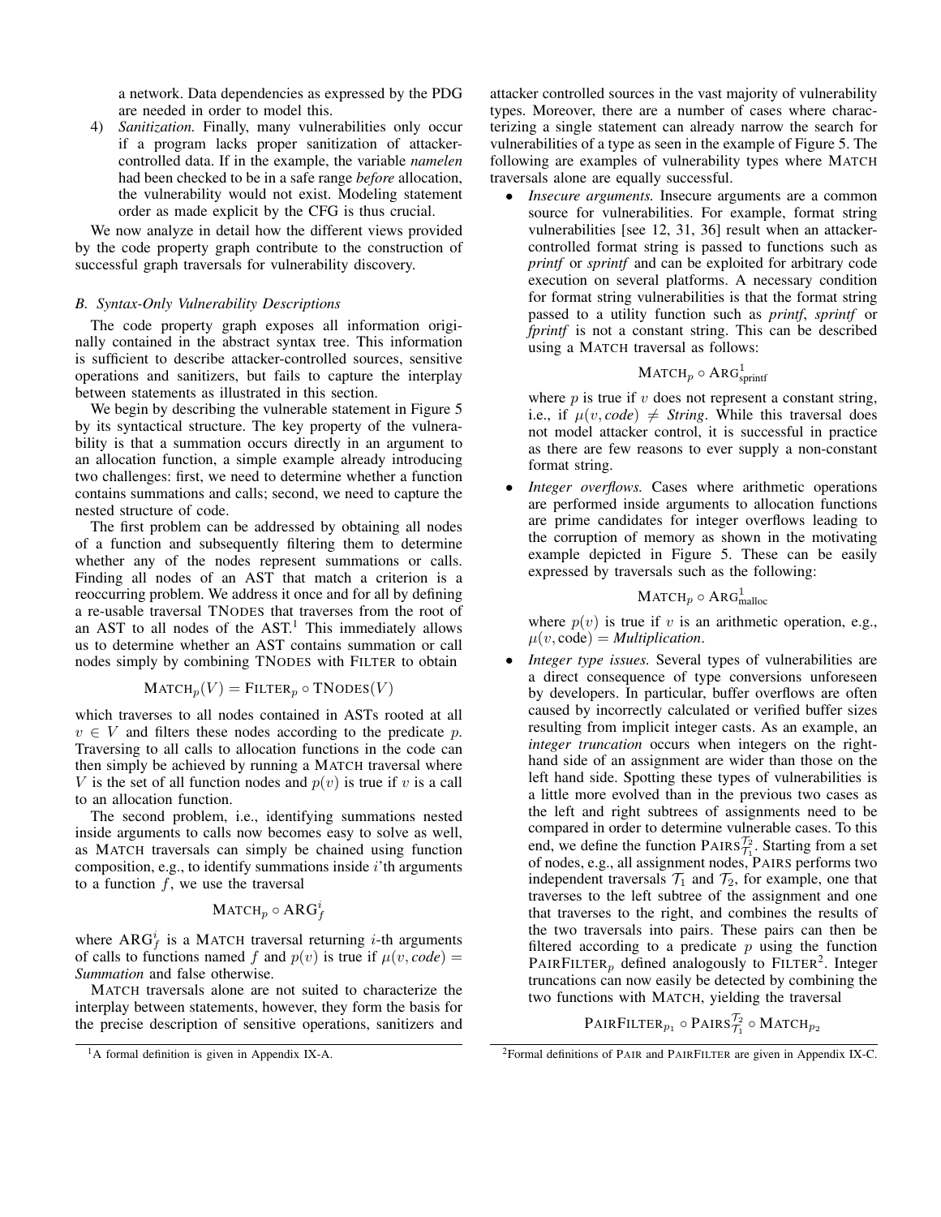a network. Data dependencies as expressed by the PDG are needed in order to model this.

4) *Sanitization.* Finally, many vulnerabilities only occur if a program lacks proper sanitization of attacker-controlled data. If in the example, the variable *namelen* had been checked to be in a safe range *before* allocation, the vulnerability would not exist. Modeling statement order as made explicit by the CFG is thus crucial.

We now analyze in detail how the different views provided by the code property graph contribute to the construction of successful graph traversals for vulnerability discovery.

### B. Syntax-Only Vulnerability Descriptions

The code property graph exposes all information originally contained in the abstract syntax tree. This information is sufficient to describe attacker-controlled sources, sensitive operations and sanitizers, but fails to capture the interplay between statements as illustrated in this section.

We begin by describing the vulnerable statement in Figure 5 by its syntactical structure. The key property of the vulnerability is that a summation occurs directly in an argument to an allocation function, a simple example already introducing two challenges: first, we need to determine whether a function contains summations and calls; second, we need to capture the nested structure of code.

The first problem can be addressed by obtaining all nodes of a function and subsequently filtering them to determine whether any of the nodes represent summations or calls. Finding all nodes of an AST that match a criterion is a reoccurring problem. We address it once and for all by defining a re-usable traversal TNODES that traverses from the root of an AST to all nodes of the AST.[1] This immediately allows us to determine whether an AST contains summation or call nodes simply by combining TNODES with FILTER to obtain

$$\textsc{Match}_p(V) = \textsc{Filter}_p \circ \textsc{TNodes}(V)$$

which traverses to all nodes contained in ASTs rooted at all $v \in V$ and filters these nodes according to the predicate $p$. Traversing to all calls to allocation functions in the code can then simply be achieved by running a MATCH traversal where $V$ is the set of all function nodes and $p(v)$ is true if $v$ is a call to an allocation function.

The second problem, i.e., identifying summations nested inside arguments to calls now becomes easy to solve as well, as MATCH traversals can simply be chained using function composition, e.g., to identify summations inside $i$'th arguments to a function $f$, we use the traversal

$$\textsc{Match}_p \circ \textsc{Arg}_f^i$$

where $\textsc{Arg}_f^i$ is a MATCH traversal returning $i$-th arguments of calls to functions named $f$ and $p(v)$ is true if $\mu(v, code) =$ *Summation* and false otherwise.

MATCH traversals alone are not suited to characterize the interplay between statements, however, they form the basis for the precise description of sensitive operations, sanitizers and attacker controlled sources in the vast majority of vulnerability types. Moreover, there are a number of cases where characterizing a single statement can already narrow the search for vulnerabilities of a type as seen in the example of Figure 5. The following are examples of vulnerability types where MATCH traversals alone are equally successful.

- *Insecure arguments.* Insecure arguments are a common source for vulnerabilities. For example, format string vulnerabilities [see 12, 31, 36] result when an attacker-controlled format string is passed to functions such as *printf* or *sprintf* and can be exploited for arbitrary code execution on several platforms. A necessary condition for format string vulnerabilities is that the format string passed to a utility function such as *printf*, *sprintf* or *fprintf* is not a constant string. This can be described using a MATCH traversal as follows:

  $$\textsc{Match}_p \circ \textsc{Arg}^1_{\text{sprintf}}$$

  where $p$ is true if $v$ does not represent a constant string, i.e., if $\mu(v, code) \neq$ *String*. While this traversal does not model attacker control, it is successful in practice as there are few reasons to ever supply a non-constant format string.

- *Integer overflows.* Cases where arithmetic operations are performed inside arguments to allocation functions are prime candidates for integer overflows leading to the corruption of memory as shown in the motivating example depicted in Figure 5. These can be easily expressed by traversals such as the following:

  $$\textsc{Match}_p \circ \textsc{Arg}^1_{\text{malloc}}$$

  where $p(v)$ is true if $v$ is an arithmetic operation, e.g., $\mu(v, \text{code}) =$ *Multiplication*.

- *Integer type issues.* Several types of vulnerabilities are a direct consequence of type conversions unforeseen by developers. In particular, buffer overflows are often caused by incorrectly calculated or verified buffer sizes resulting from implicit integer casts. As an example, an *integer truncation* occurs when integers on the right-hand side of an assignment are wider than those on the left hand side. Spotting these types of vulnerabilities is a little more evolved than in the previous two cases as the left and right subtrees of assignments need to be compared in order to determine vulnerable cases. To this end, we define the function $\textsc{Pairs}^{\mathcal{T}_2}_{\mathcal{T}_1}$. Starting from a set of nodes, e.g., all assignment nodes, PAIRS performs two independent traversals $\mathcal{T}_1$ and $\mathcal{T}_2$, for example, one that traverses to the left subtree of the assignment and one that traverses to the right, and combines the results of the two traversals into pairs. These pairs can then be filtered according to a predicate $p$ using the function $\textsc{PairFilter}_p$ defined analogously to FILTER[2]. Integer truncations can now easily be detected by combining the two functions with MATCH, yielding the traversal

  $$\textsc{PairFilter}_{p_1} \circ \textsc{Pairs}^{\mathcal{T}_2}_{\mathcal{T}_1} \circ \textsc{Match}_{p_2}$$

[1] A formal definition is given in Appendix IX-A.

[2] Formal definitions of PAIR and PAIRFILTER are given in Appendix IX-C.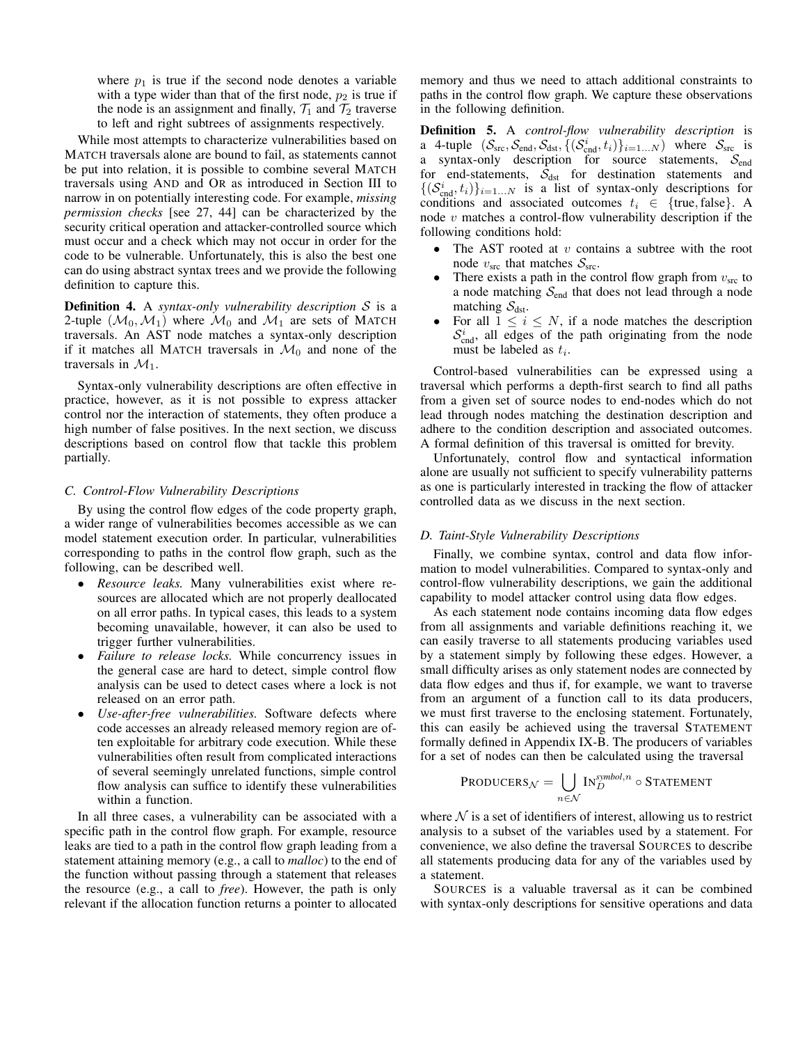where $p_1$ is true if the second node denotes a variable with a type wider than that of the first node, $p_2$ is true if the node is an assignment and finally, $\mathcal{T}_1$ and $\mathcal{T}_2$ traverse to left and right subtrees of assignments respectively.

While most attempts to characterize vulnerabilities based on MATCH traversals alone are bound to fail, as statements cannot be put into relation, it is possible to combine several MATCH traversals using AND and OR as introduced in Section III to narrow in on potentially interesting code. For example, *missing permission checks* [see 27, 44] can be characterized by the security critical operation and attacker-controlled source which must occur and a check which may not occur in order for the code to be vulnerable. Unfortunately, this is also the best one can do using abstract syntax trees and we provide the following definition to capture this.

**Definition 4.** A *syntax-only vulnerability description* $\mathcal{S}$ is a 2-tuple $(\mathcal{M}_0, \mathcal{M}_1)$ where $\mathcal{M}_0$ and $\mathcal{M}_1$ are sets of MATCH traversals. An AST node matches a syntax-only description if it matches all MATCH traversals in $\mathcal{M}_0$ and none of the traversals in $\mathcal{M}_1$.

Syntax-only vulnerability descriptions are often effective in practice, however, as it is not possible to express attacker control nor the interaction of statements, they often produce a high number of false positives. In the next section, we discuss descriptions based on control flow that tackle this problem partially.

### C. Control-Flow Vulnerability Descriptions

By using the control flow edges of the code property graph, a wider range of vulnerabilities becomes accessible as we can model statement execution order. In particular, vulnerabilities corresponding to paths in the control flow graph, such as the following, can be described well.

- *Resource leaks.* Many vulnerabilities exist where resources are allocated which are not properly deallocated on all error paths. In typical cases, this leads to a system becoming unavailable, however, it can also be used to trigger further vulnerabilities.
- *Failure to release locks.* While concurrency issues in the general case are hard to detect, simple control flow analysis can be used to detect cases where a lock is not released on an error path.
- *Use-after-free vulnerabilities.* Software defects where code accesses an already released memory region are often exploitable for arbitrary code execution. While these vulnerabilities often result from complicated interactions of several seemingly unrelated functions, simple control flow analysis can suffice to identify these vulnerabilities within a function.

In all three cases, a vulnerability can be associated with a specific path in the control flow graph. For example, resource leaks are tied to a path in the control flow graph leading from a statement attaining memory (e.g., a call to *malloc*) to the end of the function without passing through a statement that releases the resource (e.g., a call to *free*). However, the path is only relevant if the allocation function returns a pointer to allocated memory and thus we need to attach additional constraints to paths in the control flow graph. We capture these observations in the following definition.

**Definition 5.** A *control-flow vulnerability description* is a 4-tuple $(\mathcal{S}_{\text{src}}, \mathcal{S}_{\text{end}}, \mathcal{S}_{\text{dst}}, \{(\mathcal{S}^i_{\text{cnd}}, t_i)\}_{i=1\ldots N})$ where $\mathcal{S}_{\text{src}}$ is a syntax-only description for source statements, $\mathcal{S}_{\text{end}}$ for end-statements, $\mathcal{S}_{\text{dst}}$ for destination statements and $\{(\mathcal{S}^i_{\text{cnd}}, t_i)\}_{i=1\ldots N}$ is a list of syntax-only descriptions for conditions and associated outcomes $t_i \in \{\text{true}, \text{false}\}$. A node $v$ matches a control-flow vulnerability description if the following conditions hold:

- The AST rooted at $v$ contains a subtree with the root node $v_{\text{src}}$ that matches $\mathcal{S}_{\text{src}}$.
- There exists a path in the control flow graph from $v_{\text{src}}$ to a node matching $\mathcal{S}_{\text{end}}$ that does not lead through a node matching $\mathcal{S}_{\text{dst}}$.
- For all $1 \leq i \leq N$, if a node matches the description $\mathcal{S}^i_{\text{cnd}}$, all edges of the path originating from the node must be labeled as $t_i$.

Control-based vulnerabilities can be expressed using a traversal which performs a depth-first search to find all paths from a given set of source nodes to end-nodes which do not lead through nodes matching the destination description and adhere to the condition description and associated outcomes. A formal definition of this traversal is omitted for brevity.

Unfortunately, control flow and syntactical information alone are usually not sufficient to specify vulnerability patterns as one is particularly interested in tracking the flow of attacker controlled data as we discuss in the next section.

### D. Taint-Style Vulnerability Descriptions

Finally, we combine syntax, control and data flow information to model vulnerabilities. Compared to syntax-only and control-flow vulnerability descriptions, we gain the additional capability to model attacker control using data flow edges.

As each statement node contains incoming data flow edges from all assignments and variable definitions reaching it, we can easily traverse to all statements producing variables used by a statement simply by following these edges. However, a small difficulty arises as only statement nodes are connected by data flow edges and thus if, for example, we want to traverse from an argument of a function call to its data producers, we must first traverse to the enclosing statement. Fortunately, this can easily be achieved using the traversal STATEMENT formally defined in Appendix IX-B. The producers of variables for a set of nodes can then be calculated using the traversal

$$\text{PRODUCERS}_{\mathcal{N}} = \bigcup_{n \in \mathcal{N}} \text{IN}_D^{symbol,n} \circ \text{STATEMENT}$$

where $\mathcal{N}$ is a set of identifiers of interest, allowing us to restrict analysis to a subset of the variables used by a statement. For convenience, we also define the traversal SOURCES to describe all statements producing data for any of the variables used by a statement.

SOURCES is a valuable traversal as it can be combined with syntax-only descriptions for sensitive operations and data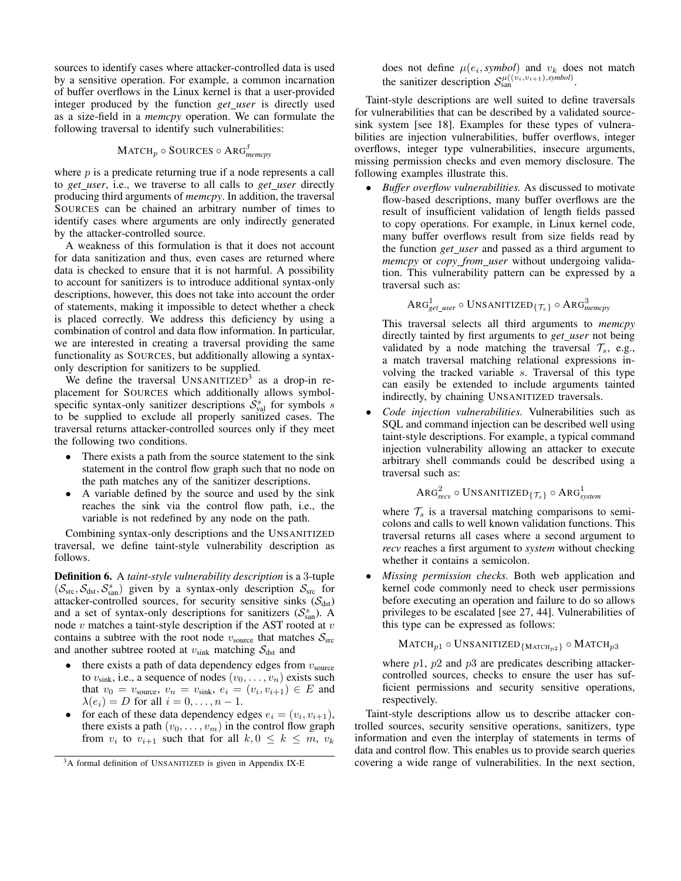sources to identify cases where attacker-controlled data is used by a sensitive operation. For example, a common incarnation of buffer overflows in the Linux kernel is that a user-provided integer produced by the function *get_user* is directly used as a size-field in a *memcpy* operation. We can formulate the following traversal to identify such vulnerabilities:

$$\textsc{Match}_p \circ \textsc{Sources} \circ \textsc{Arg}^{3}_{memcpy}$$

where $p$ is a predicate returning true if a node represents a call to *get_user*, i.e., we traverse to all calls to *get_user* directly producing third arguments of *memcpy*. In addition, the traversal SOURCES can be chained an arbitrary number of times to identify cases where arguments are only indirectly generated by the attacker-controlled source.

A weakness of this formulation is that it does not account for data sanitization and thus, even cases are returned where data is checked to ensure that it is not harmful. A possibility to account for sanitizers is to introduce additional syntax-only descriptions, however, this does not take into account the order of statements, making it impossible to detect whether a check is placed correctly. We address this deficiency by using a combination of control and data flow information. In particular, we are interested in creating a traversal providing the same functionality as SOURCES, but additionally allowing a syntax-only description for sanitizers to be supplied.

We define the traversal UNSANITIZED[3] as a drop-in replacement for SOURCES which additionally allows symbol-specific syntax-only sanitizer descriptions $\mathcal{S}^s_{\text{val}}$ for symbols $s$ to be supplied to exclude all properly sanitized cases. The traversal returns attacker-controlled sources only if they meet the following two conditions.

- There exists a path from the source statement to the sink statement in the control flow graph such that no node on the path matches any of the sanitizer descriptions.
- A variable defined by the source and used by the sink reaches the sink via the control flow path, i.e., the variable is not redefined by any node on the path.

Combining syntax-only descriptions and the UNSANITIZED traversal, we define taint-style vulnerability description as follows.

**Definition 6.** A *taint-style vulnerability description* is a 3-tuple $(\mathcal{S}_{\text{src}}, \mathcal{S}_{\text{dst}}, \mathcal{S}^s_{\text{san}})$ given by a syntax-only description $\mathcal{S}_{\text{src}}$ for attacker-controlled sources, for security sensitive sinks ($\mathcal{S}_{\text{dst}}$) and a set of syntax-only descriptions for sanitizers ($\mathcal{S}^s_{\text{san}}$). A node $v$ matches a taint-style description if the AST rooted at $v$ contains a subtree with the root node $v_{\text{source}}$ that matches $\mathcal{S}_{\text{src}}$ and another subtree rooted at $v_{\text{sink}}$ matching $\mathcal{S}_{\text{dst}}$ and

- there exists a path of data dependency edges from $v_{\text{source}}$ to $v_{\text{sink}}$, i.e., a sequence of nodes $(v_0, \dots, v_n)$ exists such that $v_0 = v_{\text{source}}$, $v_n = v_{\text{sink}}$, $e_i = (v_i, v_{i+1}) \in E$ and $\lambda(e_i) = D$ for all $i = 0, \dots, n-1$.
- for each of these data dependency edges $e_i = (v_i, v_{i+1})$, there exists a path $(v_0, \dots, v_m)$ in the control flow graph from $v_i$ to $v_{i+1}$ such that for all $k, 0 \leq k \leq m$, $v_k$ does not define $\mu(e_i, \textit{symbol})$ and $v_k$ does not match the sanitizer description $\mathcal{S}^{\mu((v_i, v_{i+1}), \textit{symbol})}_{\text{san}}$.

Taint-style descriptions are well suited to define traversals for vulnerabilities that can be described by a validated source-sink system [see 18]. Examples for these types of vulnerabilities are injection vulnerabilities, buffer overflows, integer overflows, integer type vulnerabilities, insecure arguments, missing permission checks and even memory disclosure. The following examples illustrate this.

- *Buffer overflow vulnerabilities.* As discussed to motivate flow-based descriptions, many buffer overflows are the result of insufficient validation of length fields passed to copy operations. For example, in Linux kernel code, many buffer overflows result from size fields read by the function *get_user* and passed as a third argument to *memcpy* or *copy_from_user* without undergoing validation. This vulnerability pattern can be expressed by a traversal such as:

  $$\textsc{Arg}^{1}_{get\_user} \circ \textsc{Unsanitized}_{\{\mathcal{T}_s\}} \circ \textsc{Arg}^{3}_{memcpy}$$

  This traversal selects all third arguments to *memcpy* directly tainted by first arguments to *get_user* not being validated by a node matching the traversal $\mathcal{T}_s$, e.g., a match traversal matching relational expressions involving the tracked variable $s$. Traversal of this type can easily be extended to include arguments tainted indirectly, by chaining UNSANITIZED traversals.

- *Code injection vulnerabilities.* Vulnerabilities such as SQL and command injection can be described well using taint-style descriptions. For example, a typical command injection vulnerability allowing an attacker to execute arbitrary shell commands could be described using a traversal such as:

  $$\textsc{Arg}^{2}_{recv} \circ \textsc{Unsanitized}_{\{\mathcal{T}_s\}} \circ \textsc{Arg}^{1}_{system}$$

  where $\mathcal{T}_s$ is a traversal matching comparisons to semicolons and calls to well known validation functions. This traversal returns all cases where a second argument to *recv* reaches a first argument to *system* without checking whether it contains a semicolon.

- *Missing permission checks.* Both web application and kernel code commonly need to check user permissions before executing an operation and failure to do so allows privileges to be escalated [see 27, 44]. Vulnerabilities of this type can be expressed as follows:

  $$\textsc{Match}_{p1} \circ \textsc{Unsanitized}_{\{\textsc{Match}_{p2}\}} \circ \textsc{Match}_{p3}$$

  where $p1$, $p2$ and $p3$ are predicates describing attacker-controlled sources, checks to ensure the user has sufficient permissions and security sensitive operations, respectively.

Taint-style descriptions allow us to describe attacker controlled sources, security sensitive operations, sanitizers, type information and even the interplay of statements in terms of data and control flow. This enables us to provide search queries covering a wide range of vulnerabilities. In the next section,

[3] A formal definition of UNSANITIZED is given in Appendix IX-E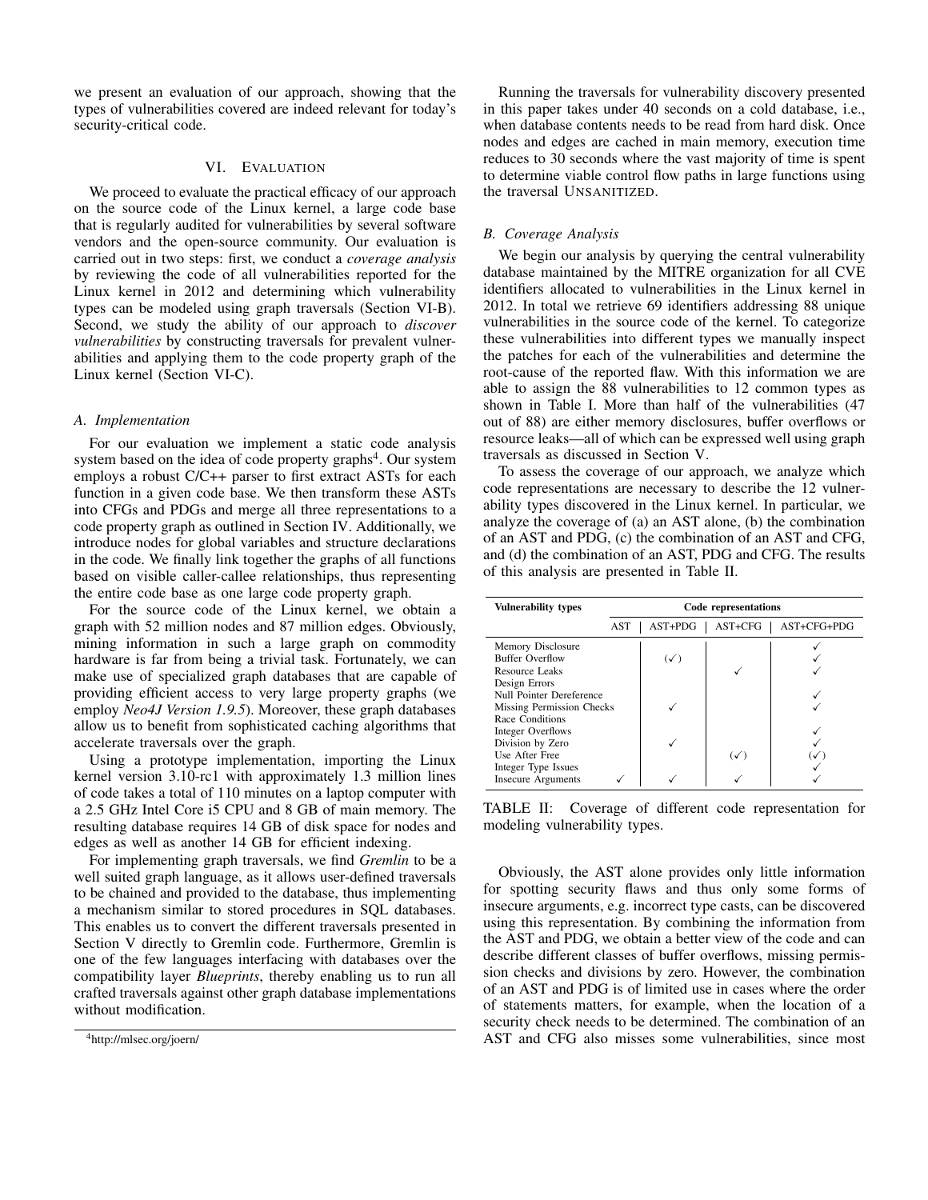we present an evaluation of our approach, showing that the types of vulnerabilities covered are indeed relevant for today's security-critical code.

## VI. Evaluation

We proceed to evaluate the practical efficacy of our approach on the source code of the Linux kernel, a large code base that is regularly audited for vulnerabilities by several software vendors and the open-source community. Our evaluation is carried out in two steps: first, we conduct a *coverage analysis* by reviewing the code of all vulnerabilities reported for the Linux kernel in 2012 and determining which vulnerability types can be modeled using graph traversals (Section VI-B). Second, we study the ability of our approach to *discover vulnerabilities* by constructing traversals for prevalent vulnerabilities and applying them to the code property graph of the Linux kernel (Section VI-C).

### A. Implementation

For our evaluation we implement a static code analysis system based on the idea of code property graphs[4]. Our system employs a robust C/C++ parser to first extract ASTs for each function in a given code base. We then transform these ASTs into CFGs and PDGs and merge all three representations to a code property graph as outlined in Section IV. Additionally, we introduce nodes for global variables and structure declarations in the code. We finally link together the graphs of all functions based on visible caller-callee relationships, thus representing the entire code base as one large code property graph.

For the source code of the Linux kernel, we obtain a graph with 52 million nodes and 87 million edges. Obviously, mining information in such a large graph on commodity hardware is far from being a trivial task. Fortunately, we can make use of specialized graph databases that are capable of providing efficient access to very large property graphs (we employ *Neo4J Version 1.9.5*). Moreover, these graph databases allow us to benefit from sophisticated caching algorithms that accelerate traversals over the graph.

Using a prototype implementation, importing the Linux kernel version 3.10-rc1 with approximately 1.3 million lines of code takes a total of 110 minutes on a laptop computer with a 2.5 GHz Intel Core i5 CPU and 8 GB of main memory. The resulting database requires 14 GB of disk space for nodes and edges as well as another 14 GB for efficient indexing.

For implementing graph traversals, we find *Gremlin* to be a well suited graph language, as it allows user-defined traversals to be chained and provided to the database, thus implementing a mechanism similar to stored procedures in SQL databases. This enables us to convert the different traversals presented in Section V directly to Gremlin code. Furthermore, Gremlin is one of the few languages interfacing with databases over the compatibility layer *Blueprints*, thereby enabling us to run all crafted traversals against other graph database implementations without modification.

[4]http://mlsec.org/joern/

Running the traversals for vulnerability discovery presented in this paper takes under 40 seconds on a cold database, i.e., when database contents needs to be read from hard disk. Once nodes and edges are cached in main memory, execution time reduces to 30 seconds where the vast majority of time is spent to determine viable control flow paths in large functions using the traversal UNSANITIZED.

### B. Coverage Analysis

We begin our analysis by querying the central vulnerability database maintained by the MITRE organization for all CVE identifiers allocated to vulnerabilities in the Linux kernel in 2012. In total we retrieve 69 identifiers addressing 88 unique vulnerabilities in the source code of the kernel. To categorize these vulnerabilities into different types we manually inspect the patches for each of the vulnerabilities and determine the root-cause of the reported flaw. With this information we are able to assign the 88 vulnerabilities to 12 common types as shown in Table I. More than half of the vulnerabilities (47 out of 88) are either memory disclosures, buffer overflows or resource leaks—all of which can be expressed well using graph traversals as discussed in Section V.

To assess the coverage of our approach, we analyze which code representations are necessary to describe the 12 vulnerability types discovered in the Linux kernel. In particular, we analyze the coverage of (a) an AST alone, (b) the combination of an AST and PDG, (c) the combination of an AST and CFG, and (d) the combination of an AST, PDG and CFG. The results of this analysis are presented in Table II.

| Vulnerability types | Code representations | | | |
|---|---|---|---|---|
| | AST | AST+PDG | AST+CFG | AST+CFG+PDG |
| Memory Disclosure | | | | ✓ |
| Buffer Overflow | | (✓) | | ✓ |
| Resource Leaks | | | ✓ | ✓ |
| Design Errors | | | | |
| Null Pointer Dereference | | | | ✓ |
| Missing Permission Checks | | ✓ | | ✓ |
| Race Conditions | | | | |
| Integer Overflows | | | | ✓ |
| Division by Zero | | ✓ | | ✓ |
| Use After Free | | | (✓) | (✓) |
| Integer Type Issues | | | | ✓ |
| Insecure Arguments | ✓ | ✓ | ✓ | ✓ |

TABLE II: Coverage of different code representation for modeling vulnerability types.

Obviously, the AST alone provides only little information for spotting security flaws and thus only some forms of insecure arguments, e.g. incorrect type casts, can be discovered using this representation. By combining the information from the AST and PDG, we obtain a better view of the code and can describe different classes of buffer overflows, missing permission checks and divisions by zero. However, the combination of an AST and PDG is of limited use in cases where the order of statements matters, for example, when the location of a security check needs to be determined. The combination of an AST and CFG also misses some vulnerabilities, since most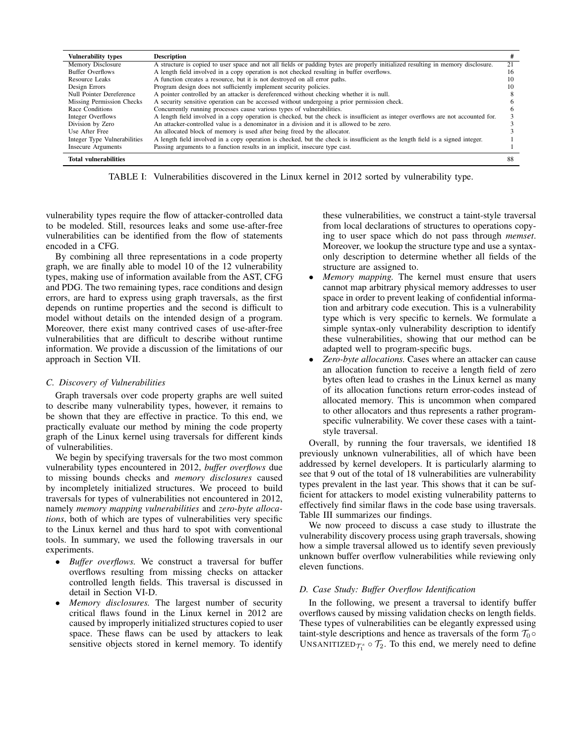| Vulnerability types | Description | # |
|---|---|---|
| Memory Disclosure | A structure is copied to user space and not all fields or padding bytes are properly initialized resulting in memory disclosure. | 21 |
| Buffer Overflows | A length field involved in a copy operation is not checked resulting in buffer overflows. | 16 |
| Resource Leaks | A function creates a resource, but it is not destroyed on all error paths. | 10 |
| Design Errors | Program design does not sufficiently implement security policies. | 10 |
| Null Pointer Dereference | A pointer controlled by an attacker is dereferenced without checking whether it is null. | 8 |
| Missing Permission Checks | A security sensitive operation can be accessed without undergoing a prior permission check. | 6 |
| Race Conditions | Concurrently running processes cause various types of vulnerabilities. | 6 |
| Integer Overflows | A length field involved in a copy operation is checked, but the check is insufficient as integer overflows are not accounted for. | 3 |
| Division by Zero | An attacker-controlled value is a denominator in a division and it is allowed to be zero. | 3 |
| Use After Free | An allocated block of memory is used after being freed by the allocator. | 3 |
| Integer Type Vulnerabilities | A length field involved in a copy operation is checked, but the check is insufficient as the length field is a signed integer. | 1 |
| Insecure Arguments | Passing arguments to a function results in an implicit, insecure type cast. | 1 |
| **Total vulnerabilities** | | 88 |

TABLE I: Vulnerabilities discovered in the Linux kernel in 2012 sorted by vulnerability type.

vulnerability types require the flow of attacker-controlled data to be modeled. Still, resources leaks and some use-after-free vulnerabilities can be identified from the flow of statements encoded in a CFG.

By combining all three representations in a code property graph, we are finally able to model 10 of the 12 vulnerability types, making use of information available from the AST, CFG and PDG. The two remaining types, race conditions and design errors, are hard to express using graph traversals, as the first depends on runtime properties and the second is difficult to model without details on the intended design of a program. Moreover, there exist many contrived cases of use-after-free vulnerabilities that are difficult to describe without runtime information. We provide a discussion of the limitations of our approach in Section VII.

### C. Discovery of Vulnerabilities

Graph traversals over code property graphs are well suited to describe many vulnerability types, however, it remains to be shown that they are effective in practice. To this end, we practically evaluate our method by mining the code property graph of the Linux kernel using traversals for different kinds of vulnerabilities.

We begin by specifying traversals for the two most common vulnerability types encountered in 2012, *buffer overflows* due to missing bounds checks and *memory disclosures* caused by incompletely initialized structures. We proceed to build traversals for types of vulnerabilities not encountered in 2012, namely *memory mapping vulnerabilities* and *zero-byte allocations*, both of which are types of vulnerabilities very specific to the Linux kernel and thus hard to spot with conventional tools. In summary, we used the following traversals in our experiments.

- *Buffer overflows.* We construct a traversal for buffer overflows resulting from missing checks on attacker controlled length fields. This traversal is discussed in detail in Section VI-D.
- *Memory disclosures.* The largest number of security critical flaws found in the Linux kernel in 2012 are caused by improperly initialized structures copied to user space. These flaws can be used by attackers to leak sensitive objects stored in kernel memory. To identify these vulnerabilities, we construct a taint-style traversal from local declarations of structures to operations copying to user space which do not pass through *memset*. Moreover, we lookup the structure type and use a syntax-only description to determine whether all fields of the structure are assigned to.
- *Memory mapping.* The kernel must ensure that users cannot map arbitrary physical memory addresses to user space in order to prevent leaking of confidential information and arbitrary code execution. This is a vulnerability type which is very specific to kernels. We formulate a simple syntax-only vulnerability description to identify these vulnerabilities, showing that our method can be adapted well to program-specific bugs.
- *Zero-byte allocations.* Cases where an attacker can cause an allocation function to receive a length field of zero bytes often lead to crashes in the Linux kernel as many of its allocation functions return error-codes instead of allocated memory. This is uncommon when compared to other allocators and thus represents a rather program-specific vulnerability. We cover these cases with a taint-style traversal.

Overall, by running the four traversals, we identified 18 previously unknown vulnerabilities, all of which have been addressed by kernel developers. It is particularly alarming to see that 9 out of the total of 18 vulnerabilities are vulnerability types prevalent in the last year. This shows that it can be sufficient for attackers to model existing vulnerability patterns to effectively find similar flaws in the code base using traversals. Table III summarizes our findings.

We now proceed to discuss a case study to illustrate the vulnerability discovery process using graph traversals, showing how a simple traversal allowed us to identify seven previously unknown buffer overflow vulnerabilities while reviewing only eleven functions.

### D. Case Study: Buffer Overflow Identification

In the following, we present a traversal to identify buffer overflows caused by missing validation checks on length fields. These types of vulnerabilities can be elegantly expressed using taint-style descriptions and hence as traversals of the form $\mathcal{T}_0 \circ \text{UNSANITIZED}_{\mathcal{T}_1^s} \circ \mathcal{T}_2$. To this end, we merely need to define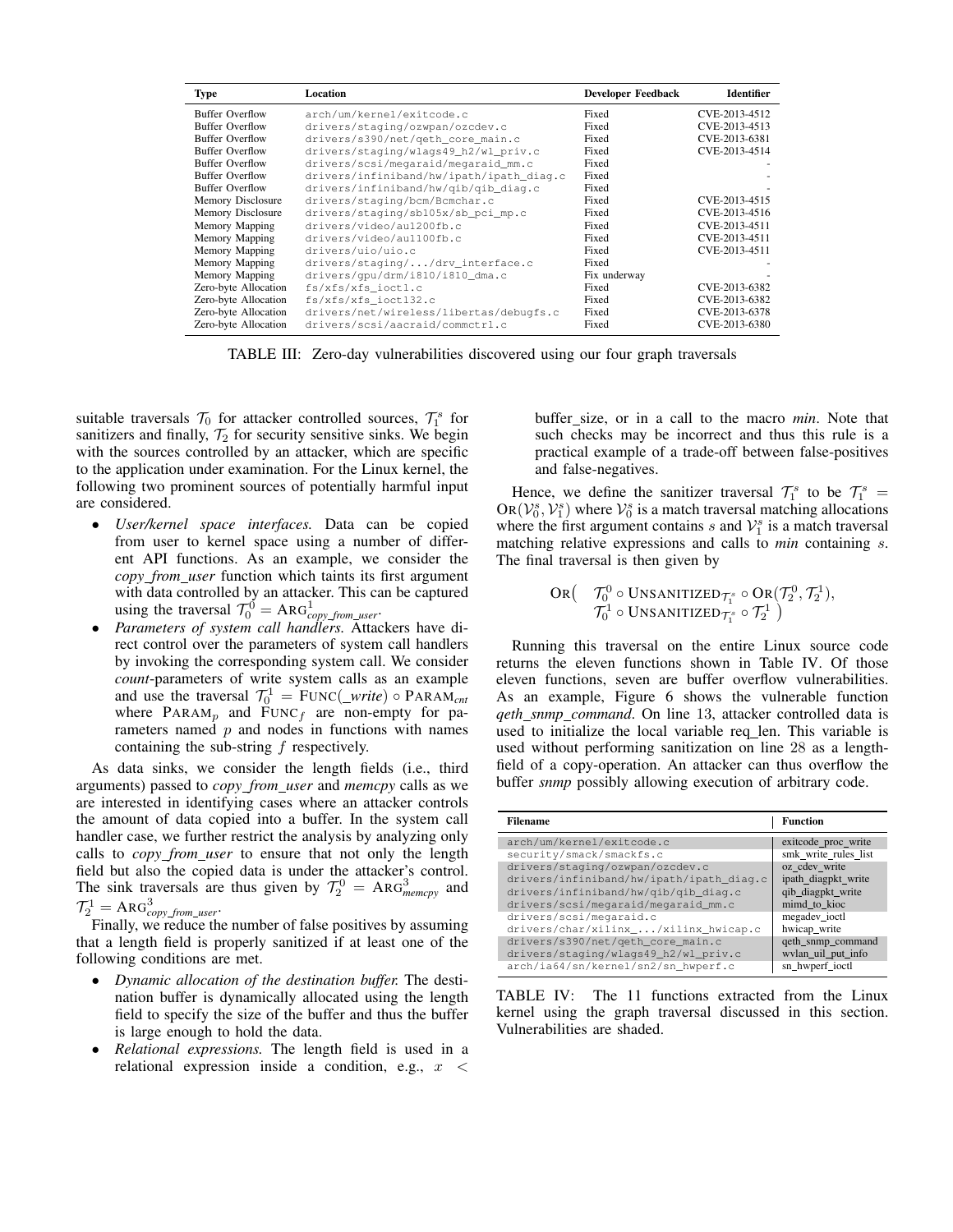| Type | Location | Developer Feedback | Identifier |
|---|---|---|---|
| Buffer Overflow | arch/um/kernel/exitcode.c | Fixed | CVE-2013-4512 |
| Buffer Overflow | drivers/staging/ozwpan/ozcdev.c | Fixed | CVE-2013-4513 |
| Buffer Overflow | drivers/s390/net/qeth_core_main.c | Fixed | CVE-2013-6381 |
| Buffer Overflow | drivers/staging/wlags49_h2/wl_priv.c | Fixed | CVE-2013-4514 |
| Buffer Overflow | drivers/scsi/megaraid/megaraid_mm.c | Fixed | - |
| Buffer Overflow | drivers/infiniband/hw/ipath/ipath_diag.c | Fixed | - |
| Buffer Overflow | drivers/infiniband/hw/qib/qib_diag.c | Fixed | - |
| Memory Disclosure | drivers/staging/bcm/Bcmchar.c | Fixed | CVE-2013-4515 |
| Memory Disclosure | drivers/staging/sb105x/sb_pci_mp.c | Fixed | CVE-2013-4516 |
| Memory Mapping | drivers/video/au1200fb.c | Fixed | CVE-2013-4511 |
| Memory Mapping | drivers/video/au1100fb.c | Fixed | CVE-2013-4511 |
| Memory Mapping | drivers/uio/uio.c | Fixed | CVE-2013-4511 |
| Memory Mapping | drivers/staging/.../drv_interface.c | Fixed | - |
| Memory Mapping | drivers/gpu/drm/i810/i810_dma.c | Fix underway | - |
| Zero-byte Allocation | fs/xfs/xfs_ioctl.c | Fixed | CVE-2013-6382 |
| Zero-byte Allocation | fs/xfs/xfs_ioctl32.c | Fixed | CVE-2013-6382 |
| Zero-byte Allocation | drivers/net/wireless/libertas/debugfs.c | Fixed | CVE-2013-6378 |
| Zero-byte Allocation | drivers/scsi/aacraid/commctrl.c | Fixed | CVE-2013-6380 |

TABLE III: Zero-day vulnerabilities discovered using our four graph traversals

suitable traversals $\mathcal{T}_0$ for attacker controlled sources, $\mathcal{T}_1^s$ for sanitizers and finally, $\mathcal{T}_2$ for security sensitive sinks. We begin with the sources controlled by an attacker, which are specific to the application under examination. For the Linux kernel, the following two prominent sources of potentially harmful input are considered.

- *User/kernel space interfaces.* Data can be copied from user to kernel space using a number of different API functions. As an example, we consider the *copy_from_user* function which taints its first argument with data controlled by an attacker. This can be captured using the traversal $\mathcal{T}_0^0 = \text{ARG}^1_{\textit{copy\_from\_user}}$.
- *Parameters of system call handlers.* Attackers have direct control over the parameters of system call handlers by invoking the corresponding system call. We consider *count*-parameters of write system calls as an example and use the traversal $\mathcal{T}_0^1 = \text{FUNC}(\textit{\_write}) \circ \text{PARAM}_{\textit{cnt}}$ where $\text{PARAM}_p$ and $\text{FUNC}_f$ are non-empty for parameters named $p$ and nodes in functions with names containing the sub-string $f$ respectively.

As data sinks, we consider the length fields (i.e., third arguments) passed to *copy_from_user* and *memcpy* calls as we are interested in identifying cases where an attacker controls the amount of data copied into a buffer. In the system call handler case, we further restrict the analysis by analyzing only calls to *copy_from_user* to ensure that not only the length field but also the copied data is under the attacker's control. The sink traversals are thus given by $\mathcal{T}_2^0 = \text{ARG}^3_{\textit{memcpy}}$ and $\mathcal{T}_2^1 = \text{ARG}^3_{\textit{copy\_from\_user}}$.

Finally, we reduce the number of false positives by assuming that a length field is properly sanitized if at least one of the following conditions are met.

- *Dynamic allocation of the destination buffer.* The destination buffer is dynamically allocated using the length field to specify the size of the buffer and thus the buffer is large enough to hold the data.
- *Relational expressions.* The length field is used in a relational expression inside a condition, e.g., $x <$ buffer_size, or in a call to the macro *min*. Note that such checks may be incorrect and thus this rule is a practical example of a trade-off between false-positives and false-negatives.

Hence, we define the sanitizer traversal $\mathcal{T}_1^s$ to be $\mathcal{T}_1^s = \text{OR}(\mathcal{V}_0^s, \mathcal{V}_1^s)$ where $\mathcal{V}_0^s$ is a match traversal matching allocations where the first argument contains $s$ and $\mathcal{V}_1^s$ is a match traversal matching relative expressions and calls to *min* containing $s$. The final traversal is then given by

$$\text{OR}\big( \quad \mathcal{T}_0^0 \circ \text{UNSANITIZED}_{\mathcal{T}_1^s} \circ \text{OR}(\mathcal{T}_2^0, \mathcal{T}_2^1), \\ \mathcal{T}_0^1 \circ \text{UNSANITIZED}_{\mathcal{T}_1^s} \circ \mathcal{T}_2^1 \;\big)$$

Running this traversal on the entire Linux source code returns the eleven functions shown in Table IV. Of those eleven functions, seven are buffer overflow vulnerabilities. As an example, Figure 6 shows the vulnerable function *qeth_snmp_command*. On line 13, attacker controlled data is used to initialize the local variable req_len. This variable is used without performing sanitization on line 28 as a length-field of a copy-operation. An attacker can thus overflow the buffer *snmp* possibly allowing execution of arbitrary code.

| Filename | Function |
|---|---|
| arch/um/kernel/exitcode.c | exitcode_proc_write |
| security/smack/smackfs.c | smk_write_rules_list |
| drivers/staging/ozwpan/ozcdev.c | oz_cdev_write |
| drivers/infiniband/hw/ipath/ipath_diag.c | ipath_diagpkt_write |
| drivers/infiniband/hw/qib/qib_diag.c | qib_diagpkt_write |
| drivers/scsi/megaraid/megaraid_mm.c | mimd_to_kioc |
| drivers/scsi/megaraid.c | megadev_ioctl |
| drivers/char/xilinx_.../xilinx_hwicap.c | hwicap_write |
| drivers/s390/net/qeth_core_main.c | qeth_snmp_command |
| drivers/staging/wlags49_h2/wl_priv.c | wvlan_uil_put_info |
| arch/ia64/sn/kernel/sn2/sn_hwperf.c | sn_hwperf_ioctl |

TABLE IV: The 11 functions extracted from the Linux kernel using the graph traversal discussed in this section. Vulnerabilities are shaded.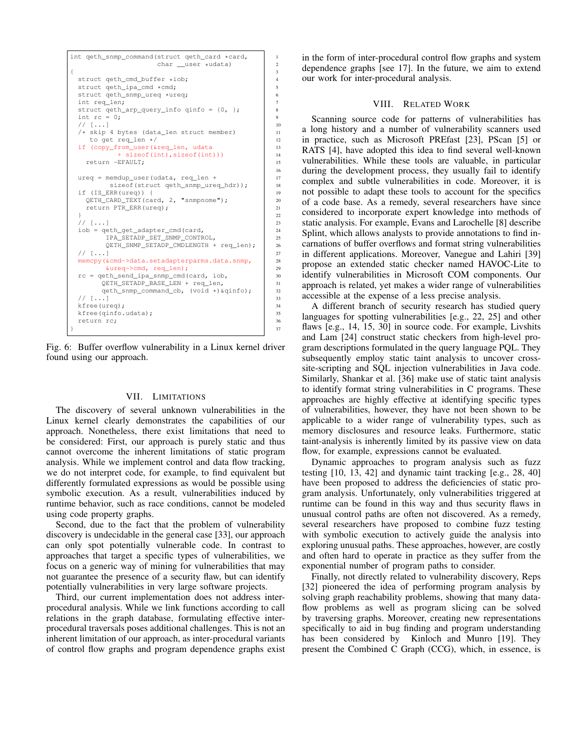```c
int qeth_snmp_command(struct qeth_card *card,
                      char __user *udata)
{
  struct qeth_cmd_buffer *iob;
  struct qeth_ipa_cmd *cmd;
  struct qeth_snmp_ureq *ureq;
  int req_len;
  struct qeth_arp_query_info qinfo = {0, };
  int rc = 0;
  // [...]
  /* skip 4 bytes (data_len struct member)
     to get req_len */
  if (copy_from_user(&req_len, udata
           + sizeof(int),sizeof(int)))
    return -EFAULT;

  ureq = memdup_user(udata, req_len +
         sizeof(struct qeth_snmp_ureq_hdr));
  if (IS_ERR(ureq)) {
    QETH_CARD_TEXT(card, 2, "snmpnome");
    return PTR_ERR(ureq);
  }
  // [...]
  iob = qeth_get_adapter_cmd(card,
        IPA_SETADP_SET_SNMP_CONTROL,
        QETH_SNMP_SETADP_CMDLENGTH + req_len);
  // [...]
  memcpy(&cmd->data.setadapterparms.data.snmp,
         &ureq->cmd, req_len);
  rc = qeth_send_ipa_snmp_cmd(card, iob,
       QETH_SETADP_BASE_LEN + req_len,
       qeth_snmp_command_cb, (void *)&qinfo);
  // [...]
  kfree(ureq);
  kfree(qinfo.udata);
  return rc;
}
```

Fig. 6: Buffer overflow vulnerability in a Linux kernel driver found using our approach.

## VII. Limitations

The discovery of several unknown vulnerabilities in the Linux kernel clearly demonstrates the capabilities of our approach. Nonetheless, there exist limitations that need to be considered: First, our approach is purely static and thus cannot overcome the inherent limitations of static program analysis. While we implement control and data flow tracking, we do not interpret code, for example, to find equivalent but differently formulated expressions as would be possible using symbolic execution. As a result, vulnerabilities induced by runtime behavior, such as race conditions, cannot be modeled using code property graphs.

Second, due to the fact that the problem of vulnerability discovery is undecidable in the general case [33], our approach can only spot potentially vulnerable code. In contrast to approaches that target a specific types of vulnerabilities, we focus on a generic way of mining for vulnerabilities that may not guarantee the presence of a security flaw, but can identify potentially vulnerabilities in very large software projects.

Third, our current implementation does not address inter-procedural analysis. While we link functions according to call relations in the graph database, formulating effective inter-procedural traversals poses additional challenges. This is not an inherent limitation of our approach, as inter-procedural variants of control flow graphs and program dependence graphs exist in the form of inter-procedural control flow graphs and system dependence graphs [see 17]. In the future, we aim to extend our work for inter-procedural analysis.

## VIII. Related Work

Scanning source code for patterns of vulnerabilities has a long history and a number of vulnerability scanners used in practice, such as Microsoft PREfast [23], PScan [5] or RATS [4], have adopted this idea to find several well-known vulnerabilities. While these tools are valuable, in particular during the development process, they usually fail to identify complex and subtle vulnerabilities in code. Moreover, it is not possible to adapt these tools to account for the specifics of a code base. As a remedy, several researchers have since considered to incorporate expert knowledge into methods of static analysis. For example, Evans and Larochelle [8] describe Splint, which allows analysts to provide annotations to find incarnations of buffer overflows and format string vulnerabilities in different applications. Moreover, Vanegue and Lahiri [39] propose an extended static checker named HAVOC-Lite to identify vulnerabilities in Microsoft COM components. Our approach is related, yet makes a wider range of vulnerabilities accessible at the expense of a less precise analysis.

A different branch of security research has studied query languages for spotting vulnerabilities [e.g., 22, 25] and other flaws [e.g., 14, 15, 30] in source code. For example, Livshits and Lam [24] construct static checkers from high-level program descriptions formulated in the query language PQL. They subsequently employ static taint analysis to uncover cross-site-scripting and SQL injection vulnerabilities in Java code. Similarly, Shankar et al. [36] make use of static taint analysis to identify format string vulnerabilities in C programs. These approaches are highly effective at identifying specific types of vulnerabilities, however, they have not been shown to be applicable to a wider range of vulnerability types, such as memory disclosures and resource leaks. Furthermore, static taint-analysis is inherently limited by its passive view on data flow, for example, expressions cannot be evaluated.

Dynamic approaches to program analysis such as fuzz testing [10, 13, 42] and dynamic taint tracking [e.g., 28, 40] have been proposed to address the deficiencies of static program analysis. Unfortunately, only vulnerabilities triggered at runtime can be found in this way and thus security flaws in unusual control paths are often not discovered. As a remedy, several researchers have proposed to combine fuzz testing with symbolic execution to actively guide the analysis into exploring unusual paths. These approaches, however, are costly and often hard to operate in practice as they suffer from the exponential number of program paths to consider.

Finally, not directly related to vulnerability discovery, Reps [32] pioneered the idea of performing program analysis by solving graph reachability problems, showing that many data-flow problems as well as program slicing can be solved by traversing graphs. Moreover, creating new representations specifically to aid in bug finding and program understanding has been considered by Kinloch and Munro [19]. They present the Combined C Graph (CCG), which, in essence, is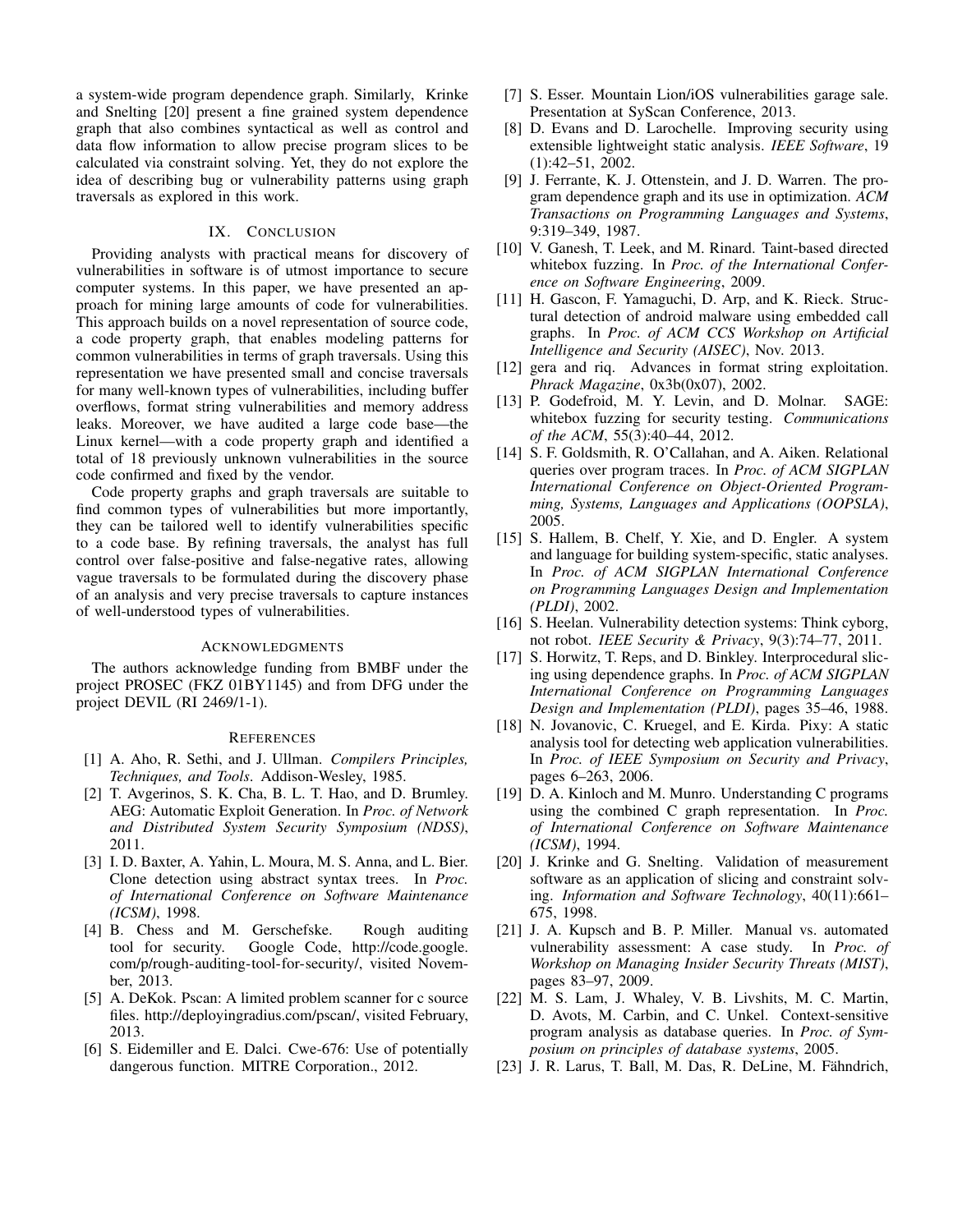a system-wide program dependence graph. Similarly, Krinke and Snelting [20] present a fine grained system dependence graph that also combines syntactical as well as control and data flow information to allow precise program slices to be calculated via constraint solving. Yet, they do not explore the idea of describing bug or vulnerability patterns using graph traversals as explored in this work.

## IX. Conclusion

Providing analysts with practical means for discovery of vulnerabilities in software is of utmost importance to secure computer systems. In this paper, we have presented an approach for mining large amounts of code for vulnerabilities. This approach builds on a novel representation of source code, a code property graph, that enables modeling patterns for common vulnerabilities in terms of graph traversals. Using this representation we have presented small and concise traversals for many well-known types of vulnerabilities, including buffer overflows, format string vulnerabilities and memory address leaks. Moreover, we have audited a large code base—the Linux kernel—with a code property graph and identified a total of 18 previously unknown vulnerabilities in the source code confirmed and fixed by the vendor.

Code property graphs and graph traversals are suitable to find common types of vulnerabilities but more importantly, they can be tailored well to identify vulnerabilities specific to a code base. By refining traversals, the analyst has full control over false-positive and false-negative rates, allowing vague traversals to be formulated during the discovery phase of an analysis and very precise traversals to capture instances of well-understood types of vulnerabilities.

## Acknowledgments

The authors acknowledge funding from BMBF under the project PROSEC (FKZ 01BY1145) and from DFG under the project DEVIL (RI 2469/1-1).

## References

[1] A. Aho, R. Sethi, and J. Ullman. *Compilers Principles, Techniques, and Tools*. Addison-Wesley, 1985.

[2] T. Avgerinos, S. K. Cha, B. L. T. Hao, and D. Brumley. AEG: Automatic Exploit Generation. In *Proc. of Network and Distributed System Security Symposium (NDSS)*, 2011.

[3] I. D. Baxter, A. Yahin, L. Moura, M. S. Anna, and L. Bier. Clone detection using abstract syntax trees. In *Proc. of International Conference on Software Maintenance (ICSM)*, 1998.

[4] B. Chess and M. Gerschefske. Rough auditing tool for security. Google Code, http://code.google.com/p/rough-auditing-tool-for-security/, visited November, 2013.

[5] A. DeKok. Pscan: A limited problem scanner for c source files. http://deployingradius.com/pscan/, visited February, 2013.

[6] S. Eidemiller and E. Dalci. Cwe-676: Use of potentially dangerous function. MITRE Corporation., 2012.

[7] S. Esser. Mountain Lion/iOS vulnerabilities garage sale. Presentation at SyScan Conference, 2013.

[8] D. Evans and D. Larochelle. Improving security using extensible lightweight static analysis. *IEEE Software*, 19 (1):42–51, 2002.

[9] J. Ferrante, K. J. Ottenstein, and J. D. Warren. The program dependence graph and its use in optimization. *ACM Transactions on Programming Languages and Systems*, 9:319–349, 1987.

[10] V. Ganesh, T. Leek, and M. Rinard. Taint-based directed whitebox fuzzing. In *Proc. of the International Conference on Software Engineering*, 2009.

[11] H. Gascon, F. Yamaguchi, D. Arp, and K. Rieck. Structural detection of android malware using embedded call graphs. In *Proc. of ACM CCS Workshop on Artificial Intelligence and Security (AISEC)*, Nov. 2013.

[12] gera and riq. Advances in format string exploitation. *Phrack Magazine*, 0x3b(0x07), 2002.

[13] P. Godefroid, M. Y. Levin, and D. Molnar. SAGE: whitebox fuzzing for security testing. *Communications of the ACM*, 55(3):40–44, 2012.

[14] S. F. Goldsmith, R. O'Callahan, and A. Aiken. Relational queries over program traces. In *Proc. of ACM SIGPLAN International Conference on Object-Oriented Programming, Systems, Languages and Applications (OOPSLA)*, 2005.

[15] S. Hallem, B. Chelf, Y. Xie, and D. Engler. A system and language for building system-specific, static analyses. In *Proc. of ACM SIGPLAN International Conference on Programming Languages Design and Implementation (PLDI)*, 2002.

[16] S. Heelan. Vulnerability detection systems: Think cyborg, not robot. *IEEE Security & Privacy*, 9(3):74–77, 2011.

[17] S. Horwitz, T. Reps, and D. Binkley. Interprocedural slicing using dependence graphs. In *Proc. of ACM SIGPLAN International Conference on Programming Languages Design and Implementation (PLDI)*, pages 35–46, 1988.

[18] N. Jovanovic, C. Kruegel, and E. Kirda. Pixy: A static analysis tool for detecting web application vulnerabilities. In *Proc. of IEEE Symposium on Security and Privacy*, pages 6–263, 2006.

[19] D. A. Kinloch and M. Munro. Understanding C programs using the combined C graph representation. In *Proc. of International Conference on Software Maintenance (ICSM)*, 1994.

[20] J. Krinke and G. Snelting. Validation of measurement software as an application of slicing and constraint solving. *Information and Software Technology*, 40(11):661–675, 1998.

[21] J. A. Kupsch and B. P. Miller. Manual vs. automated vulnerability assessment: A case study. In *Proc. of Workshop on Managing Insider Security Threats (MIST)*, pages 83–97, 2009.

[22] M. S. Lam, J. Whaley, V. B. Livshits, M. C. Martin, D. Avots, M. Carbin, and C. Unkel. Context-sensitive program analysis as database queries. In *Proc. of Symposium on principles of database systems*, 2005.

[23] J. R. Larus, T. Ball, M. Das, R. DeLine, M. Fähndrich,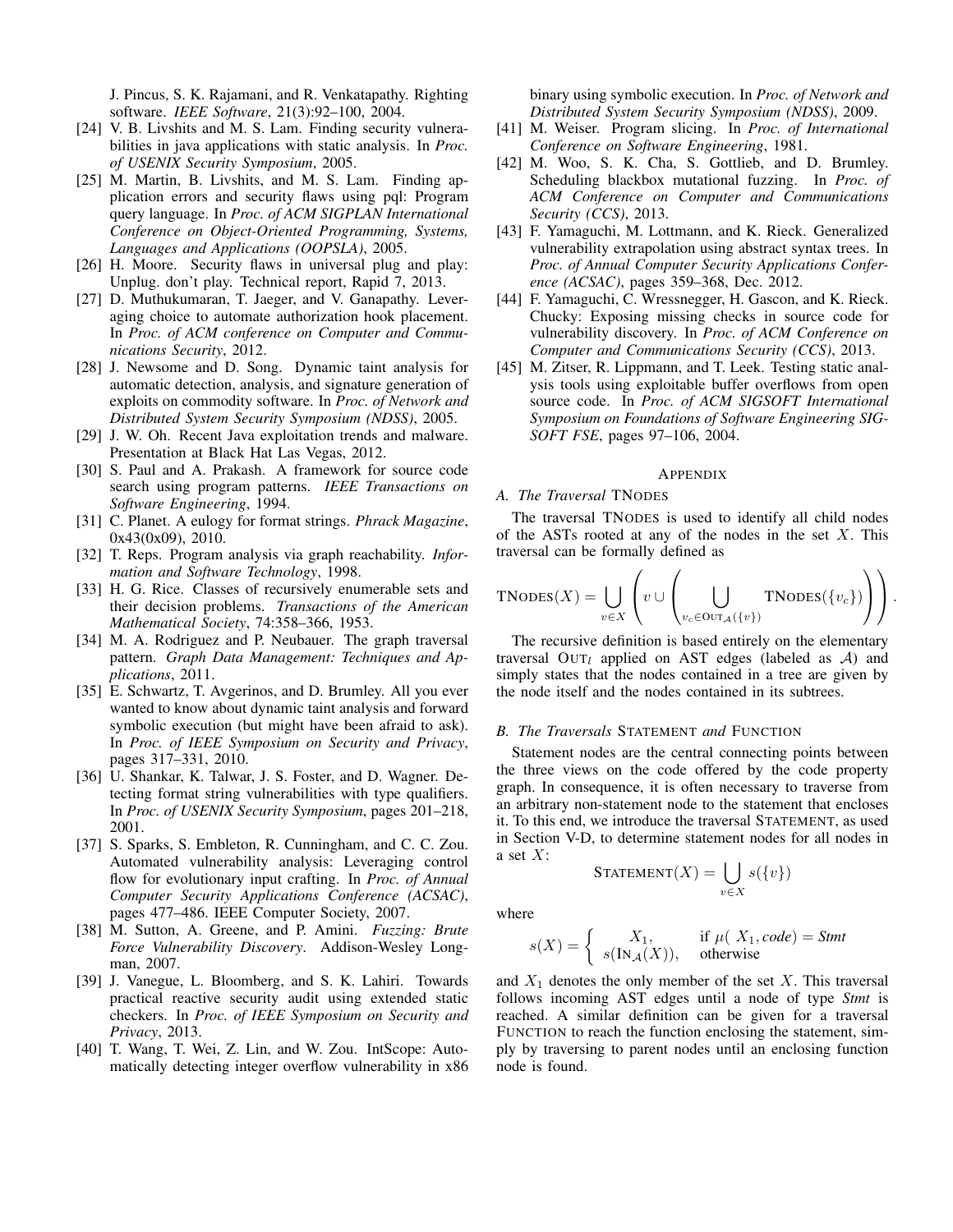J. Pincus, S. K. Rajamani, and R. Venkatapathy. Righting software. *IEEE Software*, 21(3):92–100, 2004.

[24] V. B. Livshits and M. S. Lam. Finding security vulnerabilities in java applications with static analysis. In *Proc. of USENIX Security Symposium*, 2005.

[25] M. Martin, B. Livshits, and M. S. Lam. Finding application errors and security flaws using pql: Program query language. In *Proc. of ACM SIGPLAN International Conference on Object-Oriented Programming, Systems, Languages and Applications (OOPSLA)*, 2005.

[26] H. Moore. Security flaws in universal plug and play: Unplug. don't play. Technical report, Rapid 7, 2013.

[27] D. Muthukumaran, T. Jaeger, and V. Ganapathy. Leveraging choice to automate authorization hook placement. In *Proc. of ACM conference on Computer and Communications Security*, 2012.

[28] J. Newsome and D. Song. Dynamic taint analysis for automatic detection, analysis, and signature generation of exploits on commodity software. In *Proc. of Network and Distributed System Security Symposium (NDSS)*, 2005.

[29] J. W. Oh. Recent Java exploitation trends and malware. Presentation at Black Hat Las Vegas, 2012.

[30] S. Paul and A. Prakash. A framework for source code search using program patterns. *IEEE Transactions on Software Engineering*, 1994.

[31] C. Planet. A eulogy for format strings. *Phrack Magazine*, 0x43(0x09), 2010.

[32] T. Reps. Program analysis via graph reachability. *Information and Software Technology*, 1998.

[33] H. G. Rice. Classes of recursively enumerable sets and their decision problems. *Transactions of the American Mathematical Society*, 74:358–366, 1953.

[34] M. A. Rodriguez and P. Neubauer. The graph traversal pattern. *Graph Data Management: Techniques and Applications*, 2011.

[35] E. Schwartz, T. Avgerinos, and D. Brumley. All you ever wanted to know about dynamic taint analysis and forward symbolic execution (but might have been afraid to ask). In *Proc. of IEEE Symposium on Security and Privacy*, pages 317–331, 2010.

[36] U. Shankar, K. Talwar, J. S. Foster, and D. Wagner. Detecting format string vulnerabilities with type qualifiers. In *Proc. of USENIX Security Symposium*, pages 201–218, 2001.

[37] S. Sparks, S. Embleton, R. Cunningham, and C. C. Zou. Automated vulnerability analysis: Leveraging control flow for evolutionary input crafting. In *Proc. of Annual Computer Security Applications Conference (ACSAC)*, pages 477–486. IEEE Computer Society, 2007.

[38] M. Sutton, A. Greene, and P. Amini. *Fuzzing: Brute Force Vulnerability Discovery*. Addison-Wesley Longman, 2007.

[39] J. Vanegue, L. Bloomberg, and S. K. Lahiri. Towards practical reactive security audit using extended static checkers. In *Proc. of IEEE Symposium on Security and Privacy*, 2013.

[40] T. Wang, T. Wei, Z. Lin, and W. Zou. IntScope: Automatically detecting integer overflow vulnerability in x86 binary using symbolic execution. In *Proc. of Network and Distributed System Security Symposium (NDSS)*, 2009.

[41] M. Weiser. Program slicing. In *Proc. of International Conference on Software Engineering*, 1981.

[42] M. Woo, S. K. Cha, S. Gottlieb, and D. Brumley. Scheduling blackbox mutational fuzzing. In *Proc. of ACM Conference on Computer and Communications Security (CCS)*, 2013.

[43] F. Yamaguchi, M. Lottmann, and K. Rieck. Generalized vulnerability extrapolation using abstract syntax trees. In *Proc. of Annual Computer Security Applications Conference (ACSAC)*, pages 359–368, Dec. 2012.

[44] F. Yamaguchi, C. Wressnegger, H. Gascon, and K. Rieck. Chucky: Exposing missing checks in source code for vulnerability discovery. In *Proc. of ACM Conference on Computer and Communications Security (CCS)*, 2013.

[45] M. Zitser, R. Lippmann, and T. Leek. Testing static analysis tools using exploitable buffer overflows from open source code. In *Proc. of ACM SIGSOFT International Symposium on Foundations of Software Engineering SIGSOFT FSE*, pages 97–106, 2004.

## Appendix

### A. The Traversal TNodes

The traversal TNodes is used to identify all child nodes of the ASTs rooted at any of the nodes in the set $X$. This traversal can be formally defined as

$$\textsc{TNodes}(X) = \bigcup_{v \in X} \left( v \cup \left( \bigcup_{v_c \in \textsc{Out}_{\mathcal{A}}(\{v\})} \textsc{TNodes}(\{v_c\}) \right) \right).$$

The recursive definition is based entirely on the elementary traversal $\textsc{Out}_l$ applied on AST edges (labeled as $\mathcal{A}$) and simply states that the nodes contained in a tree are given by the node itself and the nodes contained in its subtrees.

### B. The Traversals Statement and Function

Statement nodes are the central connecting points between the three views on the code offered by the code property graph. In consequence, it is often necessary to traverse from an arbitrary non-statement node to the statement that encloses it. To this end, we introduce the traversal Statement, as used in Section V-D, to determine statement nodes for all nodes in a set $X$:

$$\textsc{Statement}(X) = \bigcup_{v \in X} s(\{v\})$$

where

$$s(X) = \begin{cases} X_1, & \text{if } \mu(\ X_1, code) = \textit{Stmt} \\ s(\textsc{In}_{\mathcal{A}}(X)), & \text{otherwise} \end{cases}$$

and $X_1$ denotes the only member of the set $X$. This traversal follows incoming AST edges until a node of type *Stmt* is reached. A similar definition can be given for a traversal Function to reach the function enclosing the statement, simply by traversing to parent nodes until an enclosing function node is found.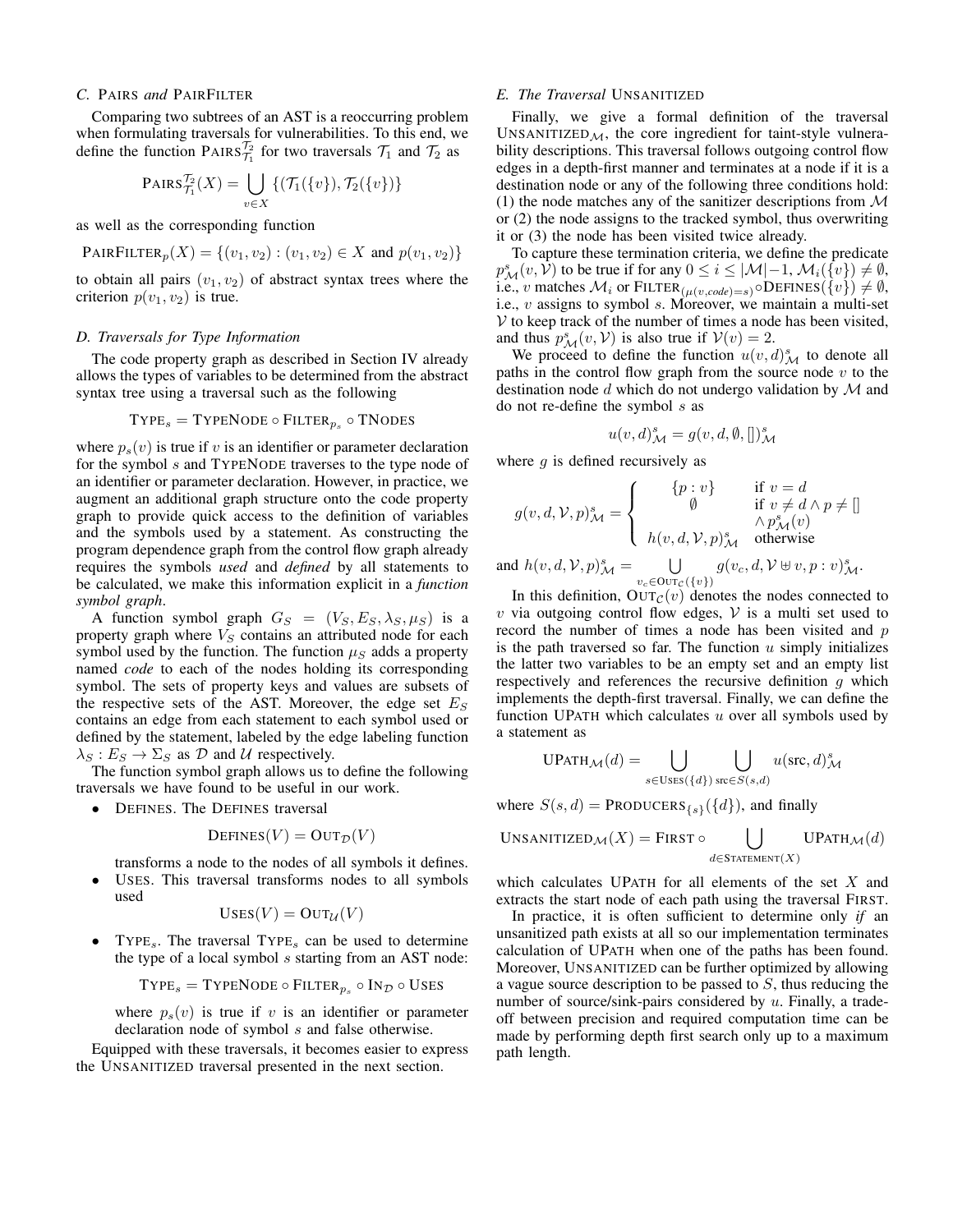### C. Pairs *and* PairFilter

Comparing two subtrees of an AST is a reoccurring problem when formulating traversals for vulnerabilities. To this end, we define the function $\text{PAIRS}_{\mathcal{T}_1}^{\mathcal{T}_2}$ for two traversals $\mathcal{T}_1$ and $\mathcal{T}_2$ as

$$\text{PAIRS}_{\mathcal{T}_1}^{\mathcal{T}_2}(X) = \bigcup_{v \in X} \{(\mathcal{T}_1(\{v\}), \mathcal{T}_2(\{v\})\}$$

as well as the corresponding function

$$\text{PAIRFILTER}_p(X) = \{(v_1, v_2) : (v_1, v_2) \in X \text{ and } p(v_1, v_2)\}$$

to obtain all pairs $(v_1, v_2)$ of abstract syntax trees where the criterion $p(v_1, v_2)$ is true.

### D. Traversals for Type Information

The code property graph as described in Section IV already allows the types of variables to be determined from the abstract syntax tree using a traversal such as the following

$$\text{TYPE}_s = \text{TYPENODE} \circ \text{FILTER}_{p_s} \circ \text{TNODES}$$

where $p_s(v)$ is true if $v$ is an identifier or parameter declaration for the symbol $s$ and TYPENODE traverses to the type node of an identifier or parameter declaration. However, in practice, we augment an additional graph structure onto the code property graph to provide quick access to the definition of variables and the symbols used by a statement. As constructing the program dependence graph from the control flow graph already requires the symbols *used* and *defined* by all statements to be calculated, we make this information explicit in a *function symbol graph*.

A function symbol graph $G_S = (V_S, E_S, \lambda_S, \mu_S)$ is a property graph where $V_S$ contains an attributed node for each symbol used by the function. The function $\mu_S$ adds a property named *code* to each of the nodes holding its corresponding symbol. The sets of property keys and values are subsets of the respective sets of the AST. Moreover, the edge set $E_S$ contains an edge from each statement to each symbol used or defined by the statement, labeled by the edge labeling function $\lambda_S : E_S \rightarrow \Sigma_S$ as $\mathcal{D}$ and $\mathcal{U}$ respectively.

The function symbol graph allows us to define the following traversals we have found to be useful in our work.

- DEFINES. The DEFINES traversal

  $$\text{DEFINES}(V) = \text{OUT}_{\mathcal{D}}(V)$$

  transforms a node to the nodes of all symbols it defines.
- USES. This traversal transforms nodes to all symbols used

  $$\text{USES}(V) = \text{OUT}_{\mathcal{U}}(V)$$

- $\text{TYPE}_s$. The traversal $\text{TYPE}_s$ can be used to determine the type of a local symbol $s$ starting from an AST node:

  $$\text{TYPE}_s = \text{TYPENODE} \circ \text{FILTER}_{p_s} \circ \text{IN}_{\mathcal{D}} \circ \text{USES}$$

  where $p_s(v)$ is true if $v$ is an identifier or parameter declaration node of symbol $s$ and false otherwise.

Equipped with these traversals, it becomes easier to express the UNSANITIZED traversal presented in the next section.

### E. The Traversal Unsanitized

Finally, we give a formal definition of the traversal $\text{UNSANITIZED}_{\mathcal{M}}$, the core ingredient for taint-style vulnerability descriptions. This traversal follows outgoing control flow edges in a depth-first manner and terminates at a node if it is a destination node or any of the following three conditions hold: (1) the node matches any of the sanitizer descriptions from $\mathcal{M}$ or (2) the node assigns to the tracked symbol, thus overwriting it or (3) the node has been visited twice already.

To capture these termination criteria, we define the predicate $p^s_{\mathcal{M}}(v, \mathcal{V})$ to be true if for any $0 \leq i \leq |\mathcal{M}|-1$, $\mathcal{M}_i(\{v\}) \neq \emptyset$, i.e., $v$ matches $\mathcal{M}_i$ or $\text{FILTER}_{(\mu(v,code)=s)} \circ \text{DEFINES}(\{v\}) \neq \emptyset$, i.e., $v$ assigns to symbol $s$. Moreover, we maintain a multi-set $\mathcal{V}$ to keep track of the number of times a node has been visited, and thus $p^s_{\mathcal{M}}(v, \mathcal{V})$ is also true if $\mathcal{V}(v) = 2$.

We proceed to define the function $u(v, d)^s_{\mathcal{M}}$ to denote all paths in the control flow graph from the source node $v$ to the destination node $d$ which do not undergo validation by $\mathcal{M}$ and do not re-define the symbol $s$ as

$$u(v, d)^s_{\mathcal{M}} = g(v, d, \emptyset, [\,])^s_{\mathcal{M}}$$

where $g$ is defined recursively as

$$g(v, d, \mathcal{V}, p)^s_{\mathcal{M}} = \begin{cases} \{p : v\} & \text{if } v = d \\ \emptyset & \text{if } v \neq d \wedge p \neq [\,] \\ & \wedge p^s_{\mathcal{M}}(v) \\ h(v, d, \mathcal{V}, p)^s_{\mathcal{M}} & \text{otherwise} \end{cases}$$

and $h(v, d, \mathcal{V}, p)^s_{\mathcal{M}} = \bigcup_{v_c \in \text{OUT}_{\mathcal{C}}(\{v\})} g(v_c, d, \mathcal{V} \uplus v, p : v)^s_{\mathcal{M}}$.

In this definition, $\text{OUT}_{\mathcal{C}}(v)$ denotes the nodes connected to $v$ via outgoing control flow edges, $\mathcal{V}$ is a multi set used to record the number of times a node has been visited and $p$ is the path traversed so far. The function $u$ simply initializes the latter two variables to be an empty set and an empty list respectively and references the recursive definition $g$ which implements the depth-first traversal. Finally, we can define the function UPATH which calculates $u$ over all symbols used by a statement as

$$\text{UPATH}_{\mathcal{M}}(d) = \bigcup_{s \in \text{USES}(\{d\})} \bigcup_{\text{src} \in S(s,d)} u(\text{src}, d)^s_{\mathcal{M}}$$

where $S(s, d) = \text{PRODUCERS}_{\{s\}}(\{d\})$, and finally

$$\text{UNSANITIZED}_{\mathcal{M}}(X) = \text{FIRST} \circ \bigcup_{d \in \text{STATEMENT}(X)} \text{UPATH}_{\mathcal{M}}(d)$$

which calculates UPATH for all elements of the set $X$ and extracts the start node of each path using the traversal FIRST.

In practice, it is often sufficient to determine only *if* an unsanitized path exists at all so our implementation terminates calculation of UPATH when one of the paths has been found. Moreover, UNSANITIZED can be further optimized by allowing a vague source description to be passed to $S$, thus reducing the number of source/sink-pairs considered by $u$. Finally, a trade-off between precision and required computation time can be made by performing depth first search only up to a maximum path length.